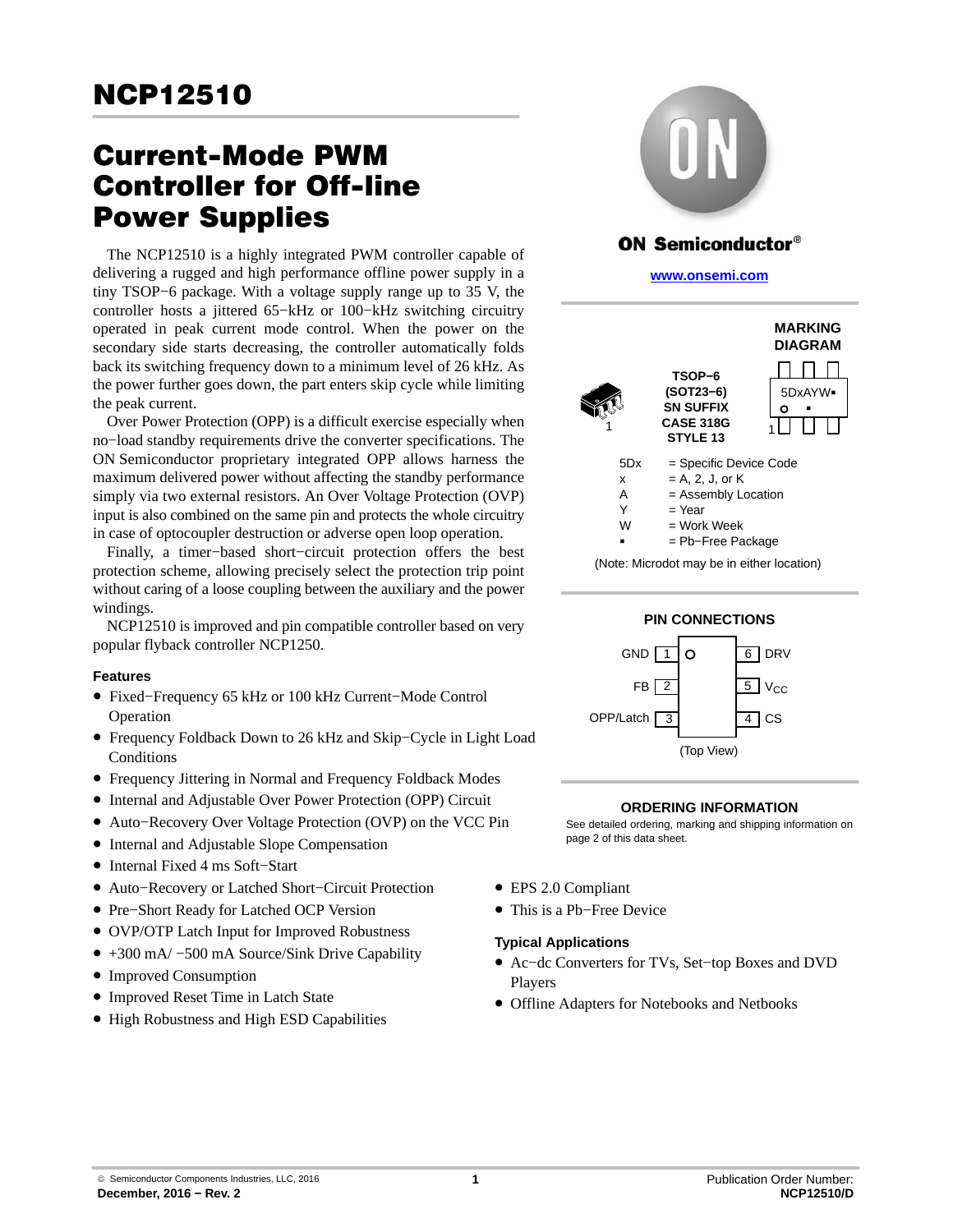# NCP12510

## Current-Mode PWM Controller for Off-line Power Supplies

The NCP12510 is a highly integrated PWM controller capable of delivering a rugged and high performance offline power supply in a tiny TSOP−6 package. With a voltage supply range up to 35 V, the controller hosts a jittered 65−kHz or 100−kHz switching circuitry operated in peak current mode control. When the power on the secondary side starts decreasing, the controller automatically folds back its switching frequency down to a minimum level of 26 kHz. As the power further goes down, the part enters skip cycle while limiting the peak current.

Over Power Protection (OPP) is a difficult exercise especially when no−load standby requirements drive the converter specifications. The ON Semiconductor proprietary integrated OPP allows harness the maximum delivered power without affecting the standby performance simply via two external resistors. An Over Voltage Protection (OVP) input is also combined on the same pin and protects the whole circuitry in case of optocoupler destruction or adverse open loop operation.

Finally, a timer−based short−circuit protection offers the best protection scheme, allowing precisely select the protection trip point without caring of a loose coupling between the auxiliary and the power windings.

NCP12510 is improved and pin compatible controller based on very popular flyback controller NCP1250.

### Features

- Fixed−Frequency 65 kHz or 100 kHz Current−Mode Control Operation
- Frequency Foldback Down to 26 kHz and Skip−Cycle in Light Load Conditions
- Frequency Jittering in Normal and Frequency Foldback Modes
- Internal and Adjustable Over Power Protection (OPP) Circuit
- Auto−Recovery Over Voltage Protection (OVP) on the VCC Pin
- Internal and Adjustable Slope Compensation
- Internal Fixed 4 ms Soft−Start
- Auto−Recovery or Latched Short−Circuit Protection
- Pre−Short Ready for Latched OCP Version
- OVP/OTP Latch Input for Improved Robustness
- +300 mA/ −500 mA Source/Sink Drive Capability
- Improved Consumption
- Improved Reset Time in Latch State
- High Robustness and High ESD Capabilities
- EPS 2.0 Compliant
- This is a Pb−Free Device

### Typical Applications

- Ac−dc Converters for TVs, Set−top Boxes and DVD Players
- Offline Adapters for Notebooks and Netbooks

ON Semiconductor®

www.onsemi.com

**TSOP−6 (SOT23−6) SN SUFFIX CASE 318G STYLE 13**

**MARKING DIAGRAM**

5DxAYW▪

| | |
|---|---|
| 5Dx | = Specific Device Code |
| x | = A, 2, J, or K |
| A | = Assembly Location |
| Y | = Year |
| W | = Work Week |
| ▪ | = Pb−Free Package |

(Note: Microdot may be in either location)

**PIN CONNECTIONS**

| Pin | Name | Pin | Name |
|---|---|---|---|
| 1 | GND | 6 | DRV |
| 2 | FB | 5 | $V_{CC}$ |
| 3 | OPP/Latch | 4 | CS |

(Top View)

**ORDERING INFORMATION**

See detailed ordering, marking and shipping information on page 2 of this data sheet.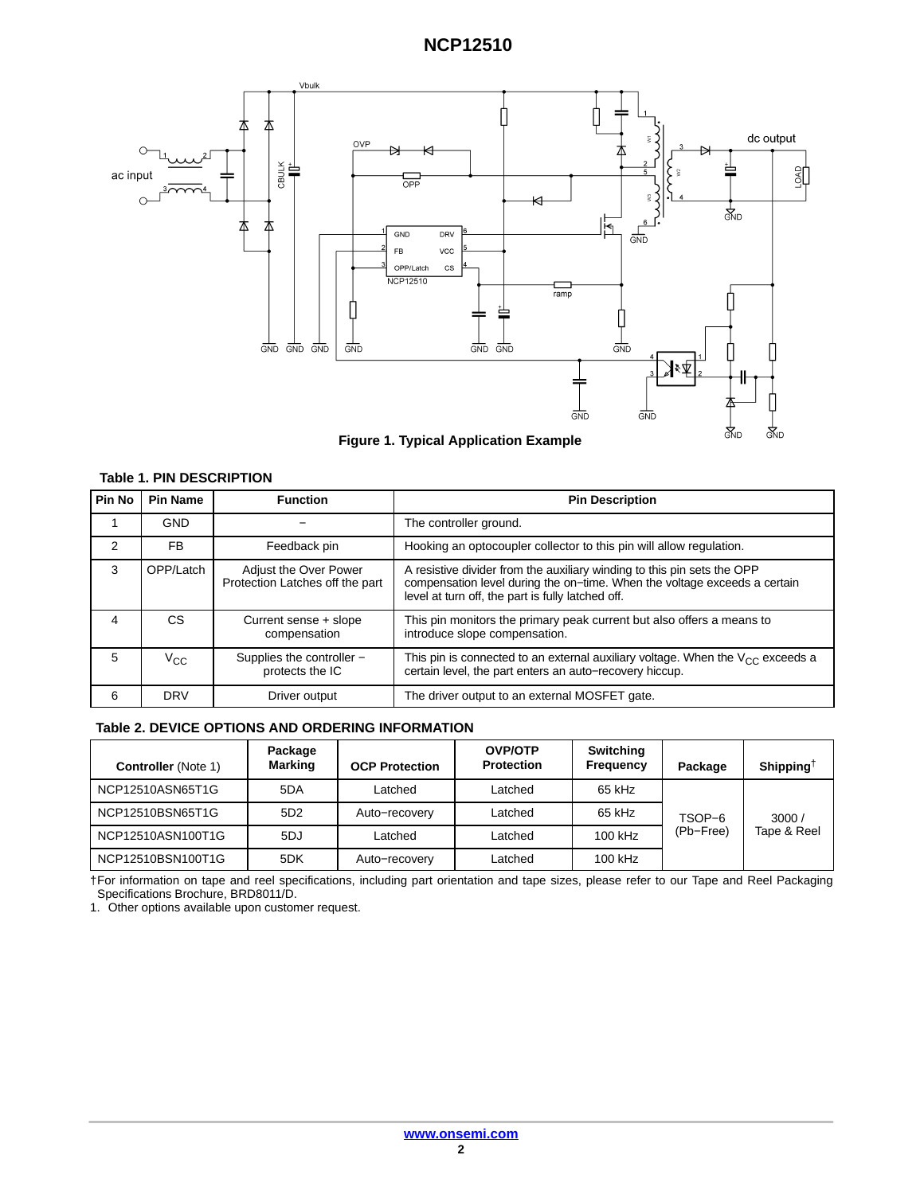Figure 1. Typical Application Example

**Table 1. PIN DESCRIPTION**

| Pin No | Pin Name | Function | Pin Description |
|---|---|---|---|
| 1 | GND | − | The controller ground. |
| 2 | FB | Feedback pin | Hooking an optocoupler collector to this pin will allow regulation. |
| 3 | OPP/Latch | Adjust the Over Power Protection Latches off the part | A resistive divider from the auxiliary winding to this pin sets the OPP compensation level during the on−time. When the voltage exceeds a certain level at turn off, the part is fully latched off. |
| 4 | CS | Current sense + slope compensation | This pin monitors the primary peak current but also offers a means to introduce slope compensation. |
| 5 | $V_{CC}$ | Supplies the controller − protects the IC | This pin is connected to an external auxiliary voltage. When the $V_{CC}$ exceeds a certain level, the part enters an auto−recovery hiccup. |
| 6 | DRV | Driver output | The driver output to an external MOSFET gate. |

**Table 2. DEVICE OPTIONS AND ORDERING INFORMATION**

| **Controller** (Note 1) | Package Marking | OCP Protection | OVP/OTP Protection | Switching Frequency | Package | Shipping† |
|---|---|---|---|---|---|---|
| NCP12510ASN65T1G | 5DA | Latched | Latched | 65 kHz | TSOP−6 (Pb−Free) | 3000 / Tape & Reel |
| NCP12510BSN65T1G | 5D2 | Auto−recovery | Latched | 65 kHz | | |
| NCP12510ASN100T1G | 5DJ | Latched | Latched | 100 kHz | | |
| NCP12510BSN100T1G | 5DK | Auto−recovery | Latched | 100 kHz | | |

†For information on tape and reel specifications, including part orientation and tape sizes, please refer to our Tape and Reel Packaging Specifications Brochure, BRD8011/D.

1. Other options available upon customer request.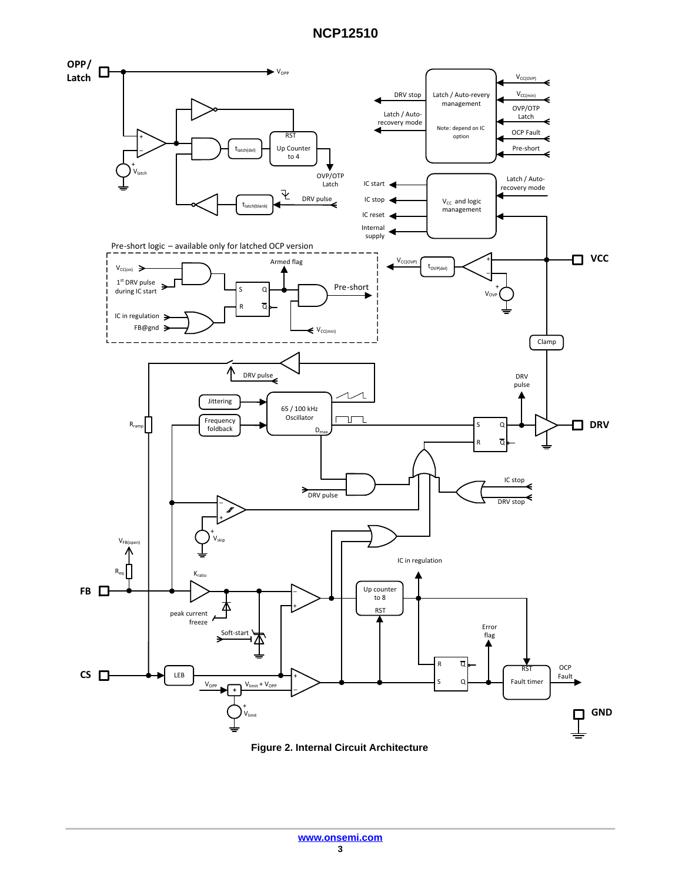Figure 2. Internal Circuit Architecture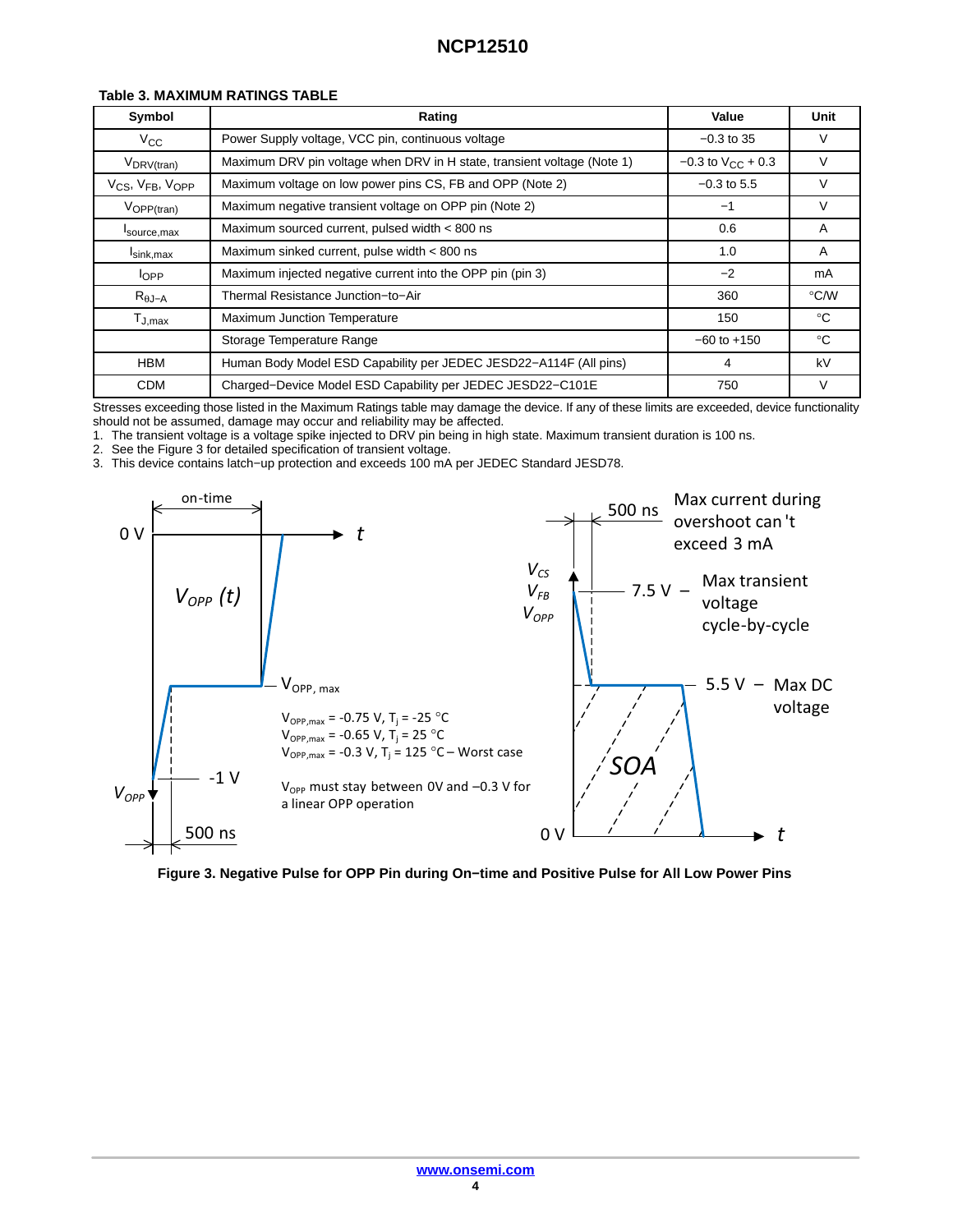**Table 3. MAXIMUM RATINGS TABLE**

| Symbol | Rating | Value | Unit |
|---|---|---|---|
| $V_{CC}$ | Power Supply voltage, VCC pin, continuous voltage | −0.3 to 35 | V |
| $V_{DRV(tran)}$ | Maximum DRV pin voltage when DRV in H state, transient voltage (Note 1) | −0.3 to $V_{CC}$ + 0.3 | V |
| $V_{CS}$, $V_{FB}$, $V_{OPP}$ | Maximum voltage on low power pins CS, FB and OPP (Note 2) | −0.3 to 5.5 | V |
| $V_{OPP(tran)}$ | Maximum negative transient voltage on OPP pin (Note 2) | −1 | V |
| $I_{source,max}$ | Maximum sourced current, pulsed width < 800 ns | 0.6 | A |
| $I_{sink,max}$ | Maximum sinked current, pulse width < 800 ns | 1.0 | A |
| $I_{OPP}$ | Maximum injected negative current into the OPP pin (pin 3) | −2 | mA |
| $R_{\theta J-A}$ | Thermal Resistance Junction−to−Air | 360 | °C/W |
| $T_{J,max}$ | Maximum Junction Temperature | 150 | °C |
| | Storage Temperature Range | −60 to +150 | °C |
| HBM | Human Body Model ESD Capability per JEDEC JESD22−A114F (All pins) | 4 | kV |
| CDM | Charged−Device Model ESD Capability per JEDEC JESD22−C101E | 750 | V |

Stresses exceeding those listed in the Maximum Ratings table may damage the device. If any of these limits are exceeded, device functionality should not be assumed, damage may occur and reliability may be affected.

1. The transient voltage is a voltage spike injected to DRV pin being in high state. Maximum transient duration is 100 ns.
2. See the Figure 3 for detailed specification of transient voltage.
3. This device contains latch−up protection and exceeds 100 mA per JEDEC Standard JESD78.

**Figure 3. Negative Pulse for OPP Pin during On−time and Positive Pulse for All Low Power Pins**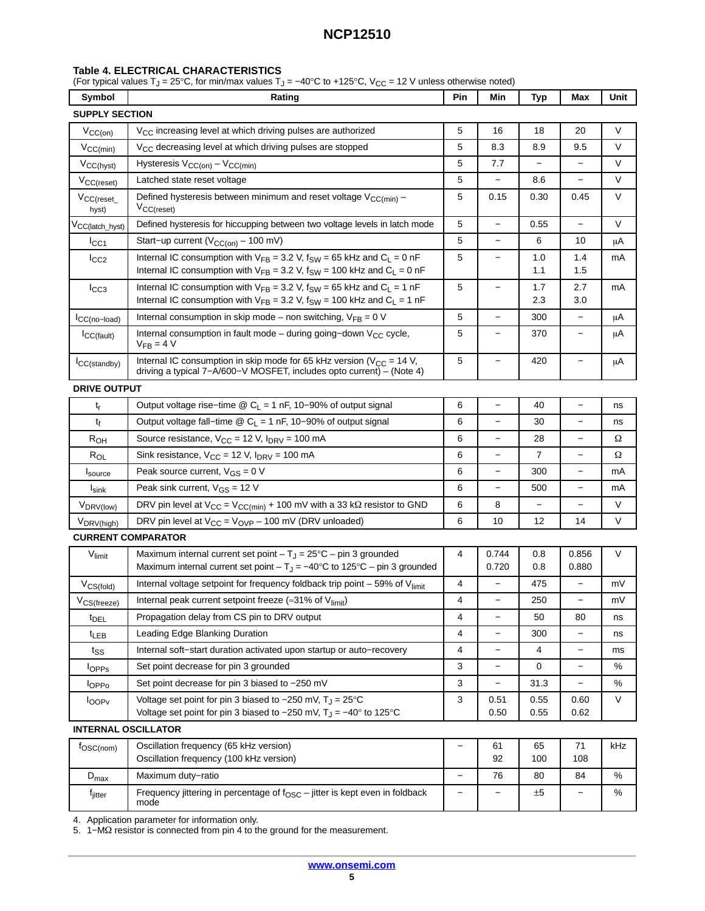### Table 4. ELECTRICAL CHARACTERISTICS

(For typical values $T_J$ = 25°C, for min/max values $T_J$ = −40°C to +125°C, $V_{CC}$ = 12 V unless otherwise noted)

| Symbol | Rating | Pin | Min | Typ | Max | Unit |
|---|---|---|---|---|---|---|
| **SUPPLY SECTION** | | | | | | |
| $V_{CC(on)}$ | $V_{CC}$ increasing level at which driving pulses are authorized | 5 | 16 | 18 | 20 | V |
| $V_{CC(min)}$ | $V_{CC}$ decreasing level at which driving pulses are stopped | 5 | 8.3 | 8.9 | 9.5 | V |
| $V_{CC(hyst)}$ | Hysteresis $V_{CC(on)} - V_{CC(min)}$ | 5 | 7.7 | − | − | V |
| $V_{CC(reset)}$ | Latched state reset voltage | 5 | − | 8.6 | − | V |
| $V_{CC(reset\_hyst)}$ | Defined hysteresis between minimum and reset voltage $V_{CC(min)} - V_{CC(reset)}$ | 5 | 0.15 | 0.30 | 0.45 | V |
| $V_{CC(latch\_hyst)}$ | Defined hysteresis for hiccupping between two voltage levels in latch mode | 5 | − | 0.55 | − | V |
| $I_{CC1}$ | Start−up current ($V_{CC(on)}$ – 100 mV) | 5 | − | 6 | 10 | μA |
| $I_{CC2}$ | Internal IC consumption with $V_{FB}$ = 3.2 V, $f_{SW}$ = 65 kHz and $C_L$ = 0 nF<br>Internal IC consumption with $V_{FB}$ = 3.2 V, $f_{SW}$ = 100 kHz and $C_L$ = 0 nF | 5 | − | 1.0<br>1.1 | 1.4<br>1.5 | mA |
| $I_{CC3}$ | Internal IC consumption with $V_{FB}$ = 3.2 V, $f_{SW}$ = 65 kHz and $C_L$ = 1 nF<br>Internal IC consumption with $V_{FB}$ = 3.2 V, $f_{SW}$ = 100 kHz and $C_L$ = 1 nF | 5 | − | 1.7<br>2.3 | 2.7<br>3.0 | mA |
| $I_{CC(no-load)}$ | Internal consumption in skip mode – non switching, $V_{FB}$ = 0 V | 5 | − | 300 | − | μA |
| $I_{CC(fault)}$ | Internal consumption in fault mode – during going−down $V_{CC}$ cycle, $V_{FB}$ = 4 V | 5 | − | 370 | − | μA |
| $I_{CC(standby)}$ | Internal IC consumption in skip mode for 65 kHz version ($V_{CC}$ = 14 V, driving a typical 7−A/600−V MOSFET, includes opto current) – (Note 4) | 5 | − | 420 | − | μA |
| **DRIVE OUTPUT** | | | | | | |
| $t_r$ | Output voltage rise−time @ $C_L$ = 1 nF, 10−90% of output signal | 6 | − | 40 | − | ns |
| $t_f$ | Output voltage fall−time @ $C_L$ = 1 nF, 10−90% of output signal | 6 | − | 30 | − | ns |
| $R_{OH}$ | Source resistance, $V_{CC}$ = 12 V, $I_{DRV}$ = 100 mA | 6 | − | 28 | − | Ω |
| $R_{OL}$ | Sink resistance, $V_{CC}$ = 12 V, $I_{DRV}$ = 100 mA | 6 | − | 7 | − | Ω |
| $I_{source}$ | Peak source current, $V_{GS}$ = 0 V | 6 | − | 300 | − | mA |
| $I_{sink}$ | Peak sink current, $V_{GS}$ = 12 V | 6 | − | 500 | − | mA |
| $V_{DRV(low)}$ | DRV pin level at $V_{CC} = V_{CC(min)}$ + 100 mV with a 33 kΩ resistor to GND | 6 | 8 | − | − | V |
| $V_{DRV(high)}$ | DRV pin level at $V_{CC} = V_{OVP}$ – 100 mV (DRV unloaded) | 6 | 10 | 12 | 14 | V |
| **CURRENT COMPARATOR** | | | | | | |
| $V_{limit}$ | Maximum internal current set point – $T_J$ = 25°C – pin 3 grounded<br>Maximum internal current set point – $T_J$ = −40°C to 125°C – pin 3 grounded | 4 | 0.744<br>0.720 | 0.8<br>0.8 | 0.856<br>0.880 | V |
| $V_{CS(fold)}$ | Internal voltage setpoint for frequency foldback trip point – 59% of $V_{limit}$ | 4 | − | 475 | − | mV |
| $V_{CS(freeze)}$ | Internal peak current setpoint freeze (≈31% of $V_{limit}$) | 4 | − | 250 | − | mV |
| $t_{DEL}$ | Propagation delay from CS pin to DRV output | 4 | − | 50 | 80 | ns |
| $t_{LEB}$ | Leading Edge Blanking Duration | 4 | − | 300 | − | ns |
| $t_{SS}$ | Internal soft−start duration activated upon startup or auto−recovery | 4 | − | 4 | − | ms |
| $I_{OPPs}$ | Set point decrease for pin 3 grounded | 3 | − | 0 | − | % |
| $I_{OPPo}$ | Set point decrease for pin 3 biased to −250 mV | 3 | − | 31.3 | − | % |
| $I_{OOPv}$ | Voltage set point for pin 3 biased to −250 mV, $T_J$ = 25°C<br>Voltage set point for pin 3 biased to −250 mV, $T_J$ = −40° to 125°C | 3 | 0.51<br>0.50 | 0.55<br>0.55 | 0.60<br>0.62 | V |
| **INTERNAL OSCILLATOR** | | | | | | |
| $f_{OSC(nom)}$ | Oscillation frequency (65 kHz version)<br>Oscillation frequency (100 kHz version) | − | 61<br>92 | 65<br>100 | 71<br>108 | kHz |
| $D_{max}$ | Maximum duty−ratio | − | 76 | 80 | 84 | % |
| $f_{jitter}$ | Frequency jittering in percentage of $f_{OSC}$ – jitter is kept even in foldback mode | − | − | ±5 | − | % |

4. Application parameter for information only.
5. 1−MΩ resistor is connected from pin 4 to the ground for the measurement.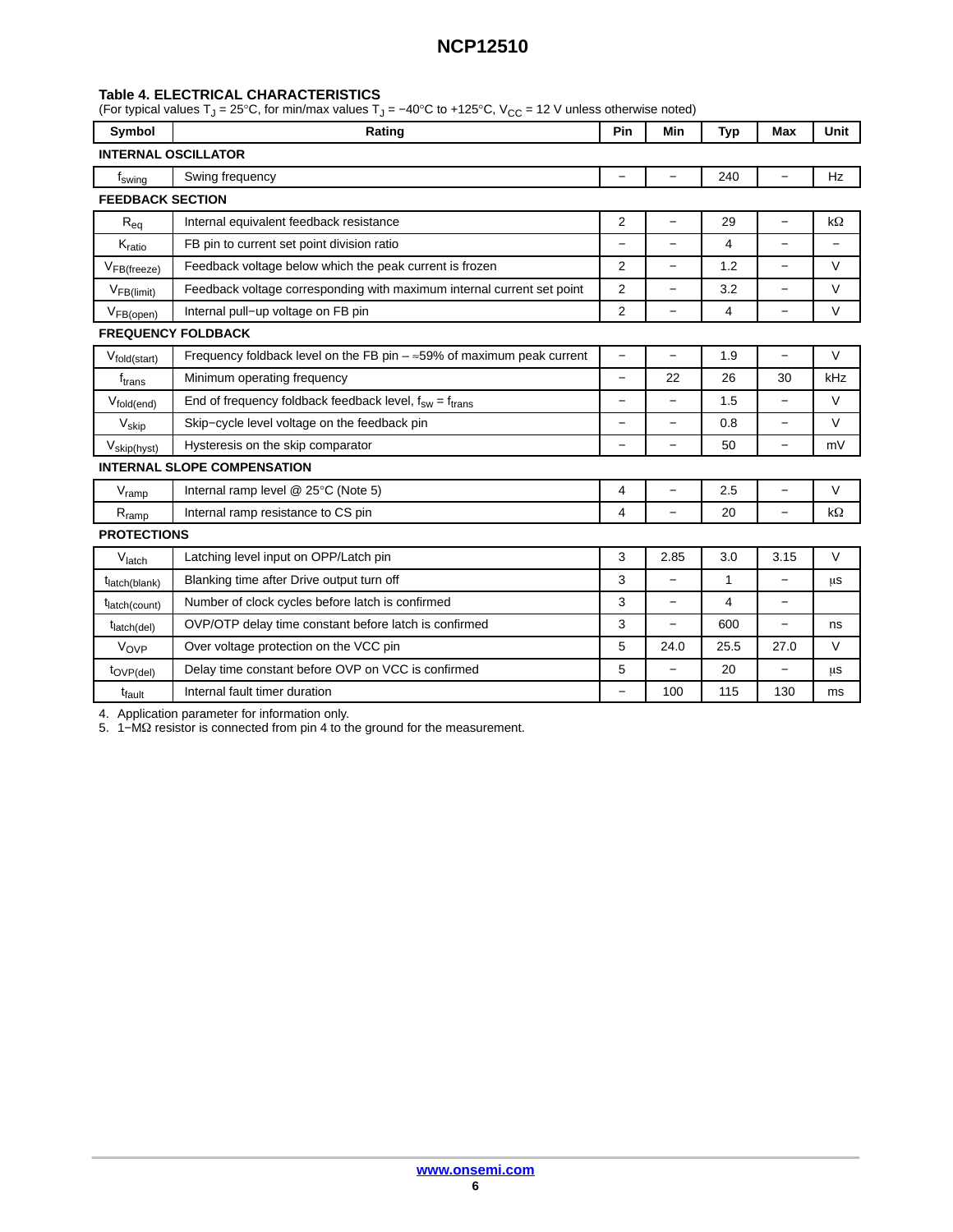**Table 4. ELECTRICAL CHARACTERISTICS**
(For typical values $T_J$ = 25°C, for min/max values $T_J$ = −40°C to +125°C, $V_{CC}$ = 12 V unless otherwise noted)

| Symbol | Rating | Pin | Min | Typ | Max | Unit |
|---|---|---|---|---|---|---|
| **INTERNAL OSCILLATOR** | | | | | | |
| $f_{swing}$ | Swing frequency | − | − | 240 | − | Hz |
| **FEEDBACK SECTION** | | | | | | |
| $R_{eq}$ | Internal equivalent feedback resistance | 2 | − | 29 | − | kΩ |
| $K_{ratio}$ | FB pin to current set point division ratio | − | − | 4 | − | − |
| $V_{FB(freeze)}$ | Feedback voltage below which the peak current is frozen | 2 | − | 1.2 | − | V |
| $V_{FB(limit)}$ | Feedback voltage corresponding with maximum internal current set point | 2 | − | 3.2 | − | V |
| $V_{FB(open)}$ | Internal pull−up voltage on FB pin | 2 | − | 4 | − | V |
| **FREQUENCY FOLDBACK** | | | | | | |
| $V_{fold(start)}$ | Frequency foldback level on the FB pin – ≈59% of maximum peak current | − | − | 1.9 | − | V |
| $f_{trans}$ | Minimum operating frequency | − | 22 | 26 | 30 | kHz |
| $V_{fold(end)}$ | End of frequency foldback feedback level, $f_{sw} = f_{trans}$ | − | − | 1.5 | − | V |
| $V_{skip}$ | Skip−cycle level voltage on the feedback pin | − | − | 0.8 | − | V |
| $V_{skip(hyst)}$ | Hysteresis on the skip comparator | − | − | 50 | − | mV |
| **INTERNAL SLOPE COMPENSATION** | | | | | | |
| $V_{ramp}$ | Internal ramp level @ 25°C (Note 5) | 4 | − | 2.5 | − | V |
| $R_{ramp}$ | Internal ramp resistance to CS pin | 4 | − | 20 | − | kΩ |
| **PROTECTIONS** | | | | | | |
| $V_{latch}$ | Latching level input on OPP/Latch pin | 3 | 2.85 | 3.0 | 3.15 | V |
| $t_{latch(blank)}$ | Blanking time after Drive output turn off | 3 | − | 1 | − | μs |
| $t_{latch(count)}$ | Number of clock cycles before latch is confirmed | 3 | − | 4 | − | |
| $t_{latch(del)}$ | OVP/OTP delay time constant before latch is confirmed | 3 | − | 600 | − | ns |
| $V_{OVP}$ | Over voltage protection on the VCC pin | 5 | 24.0 | 25.5 | 27.0 | V |
| $t_{OVP(del)}$ | Delay time constant before OVP on VCC is confirmed | 5 | − | 20 | − | μs |
| $t_{fault}$ | Internal fault timer duration | − | 100 | 115 | 130 | ms |

4. Application parameter for information only.
5. 1−MΩ resistor is connected from pin 4 to the ground for the measurement.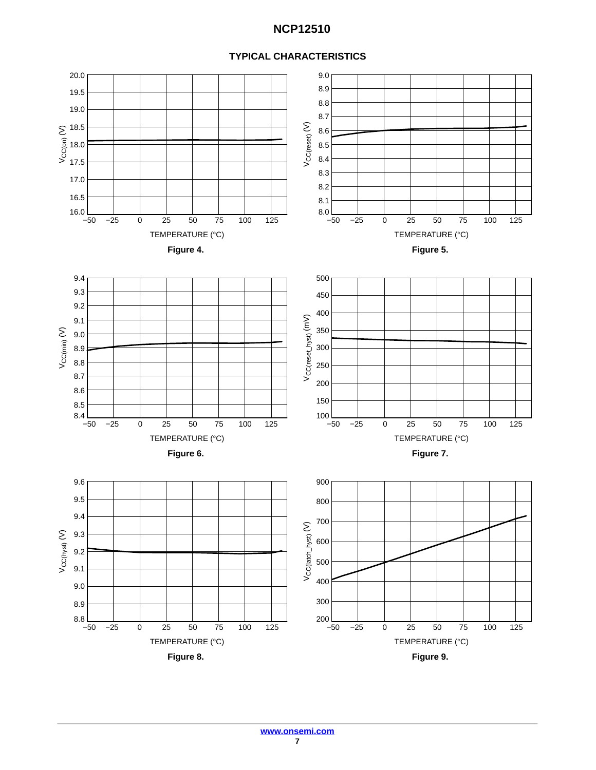## TYPICAL CHARACTERISTICS

Figure 4.

Figure 5.

Figure 6.

Figure 7.

Figure 8.

Figure 9.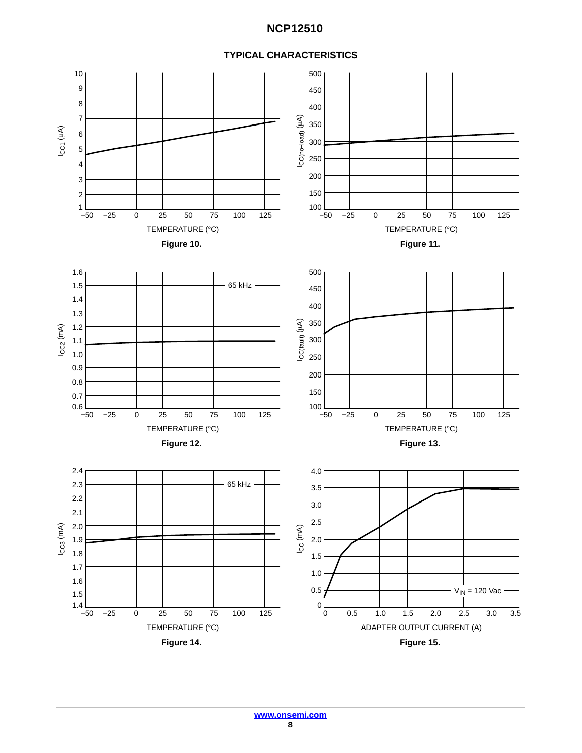## TYPICAL CHARACTERISTICS

Figure 10.

Figure 11.

Figure 12.

Figure 13.

Figure 14.

Figure 15.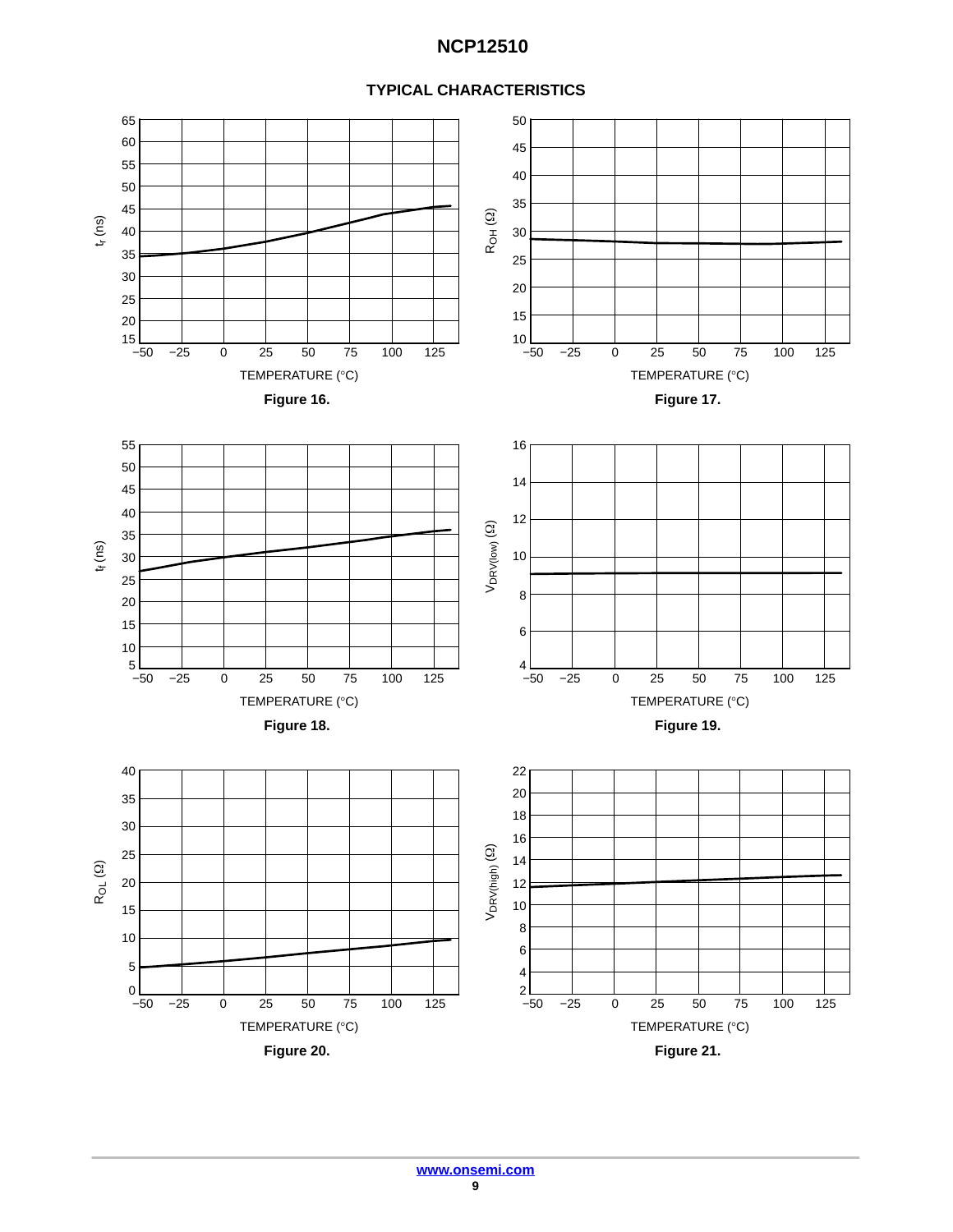## TYPICAL CHARACTERISTICS

Figure 16.

Figure 17.

Figure 18.

Figure 19.

Figure 20.

Figure 21.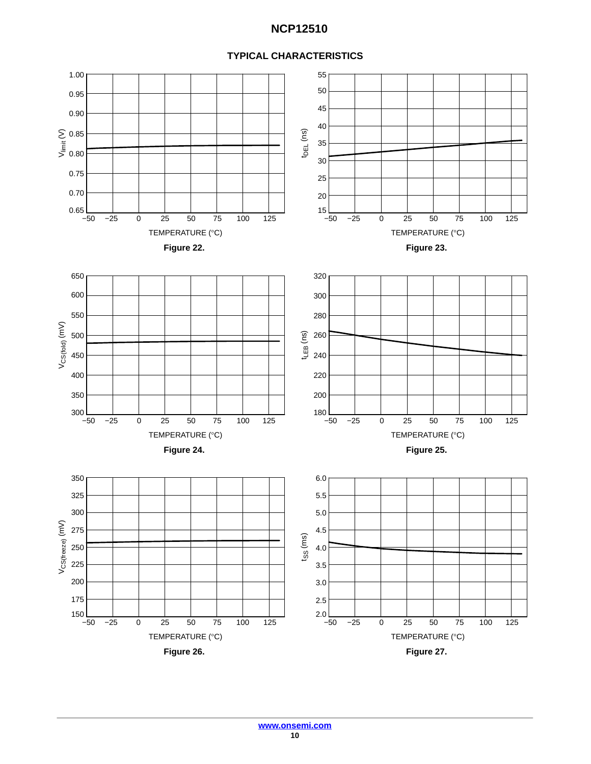## TYPICAL CHARACTERISTICS

Figure 22.

Figure 23.

Figure 24.

Figure 25.

Figure 26.

Figure 27.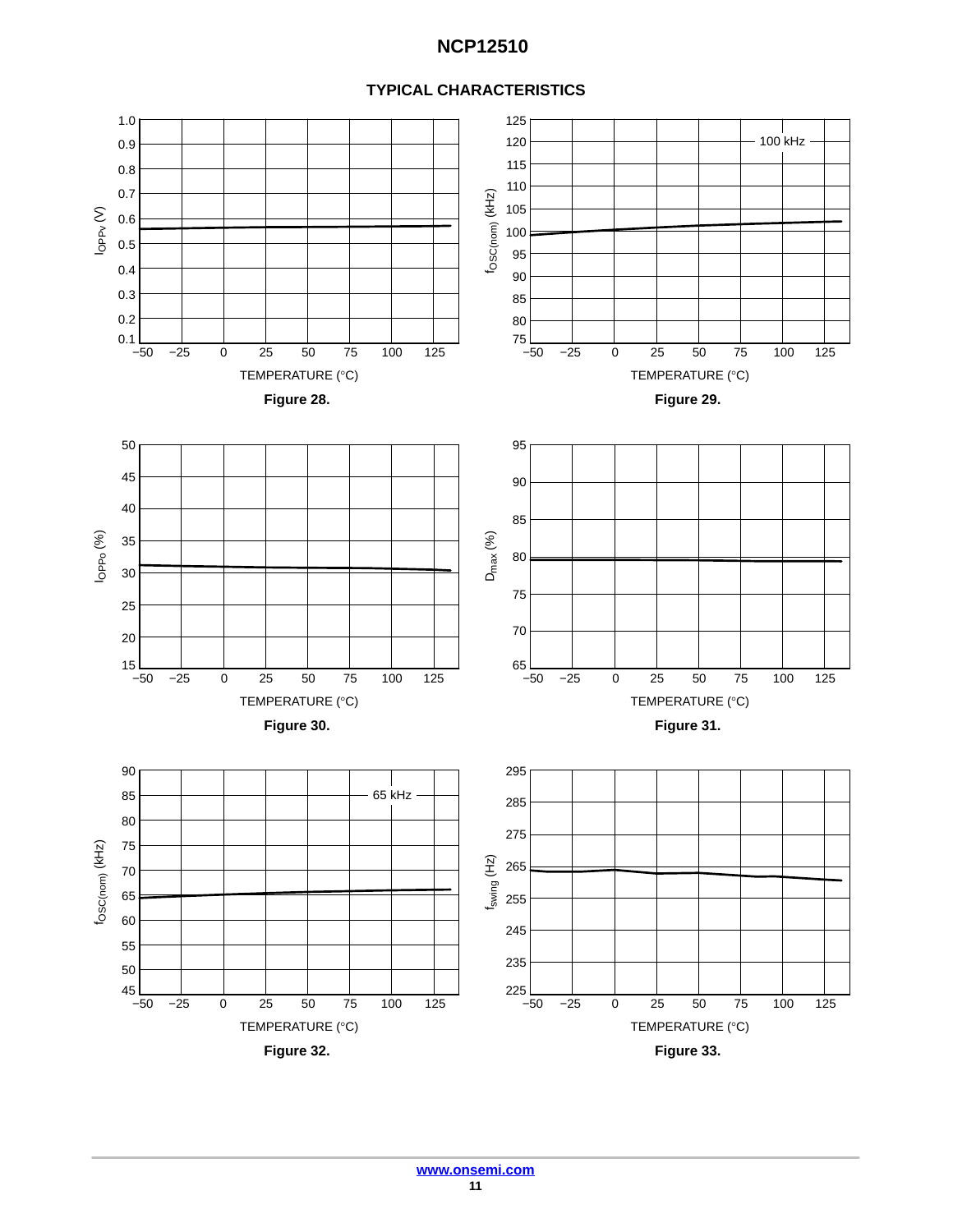## TYPICAL CHARACTERISTICS

Figure 28.

Figure 29.

Figure 30.

Figure 31.

Figure 32.

Figure 33.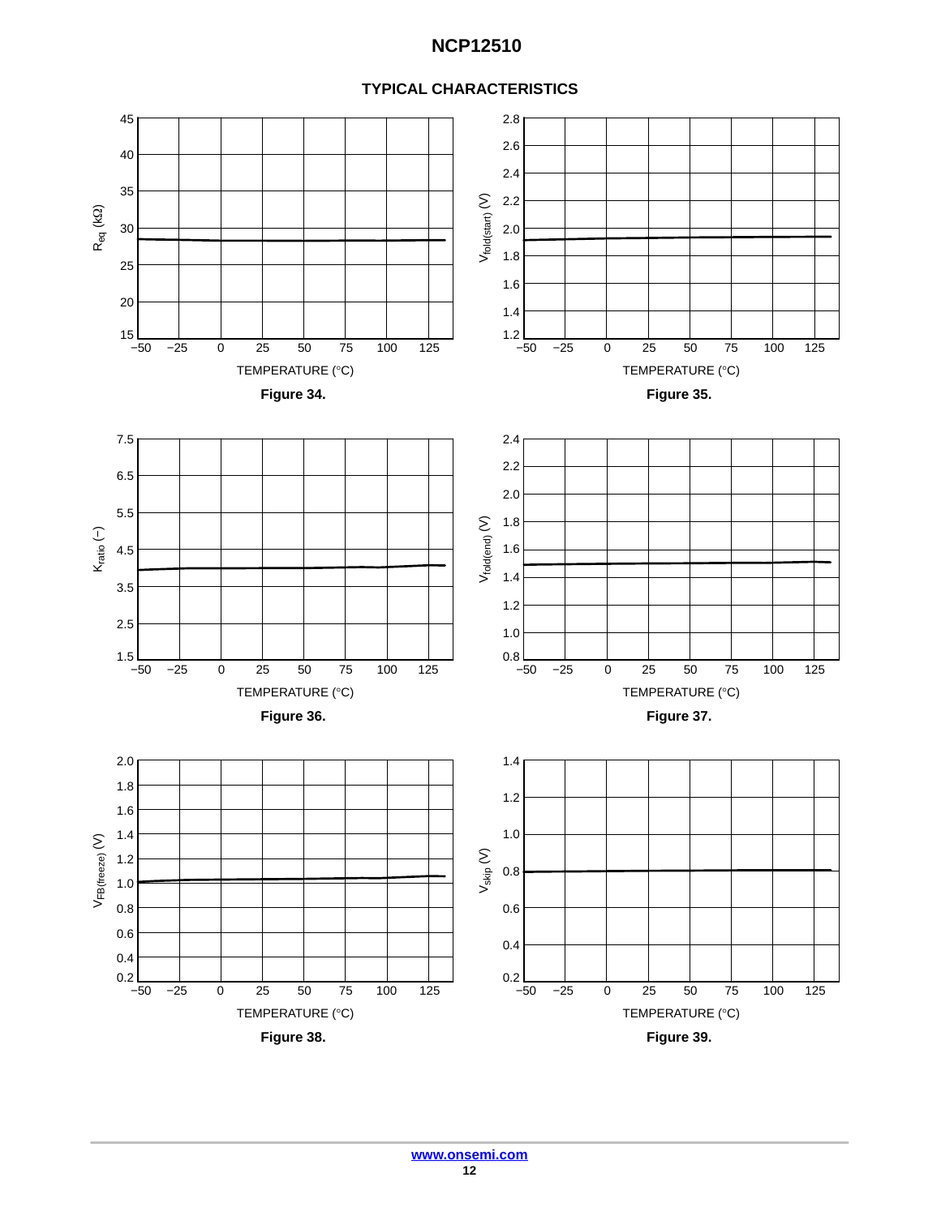## TYPICAL CHARACTERISTICS

Figure 34.

Figure 35.

Figure 36.

Figure 37.

Figure 38.

Figure 39.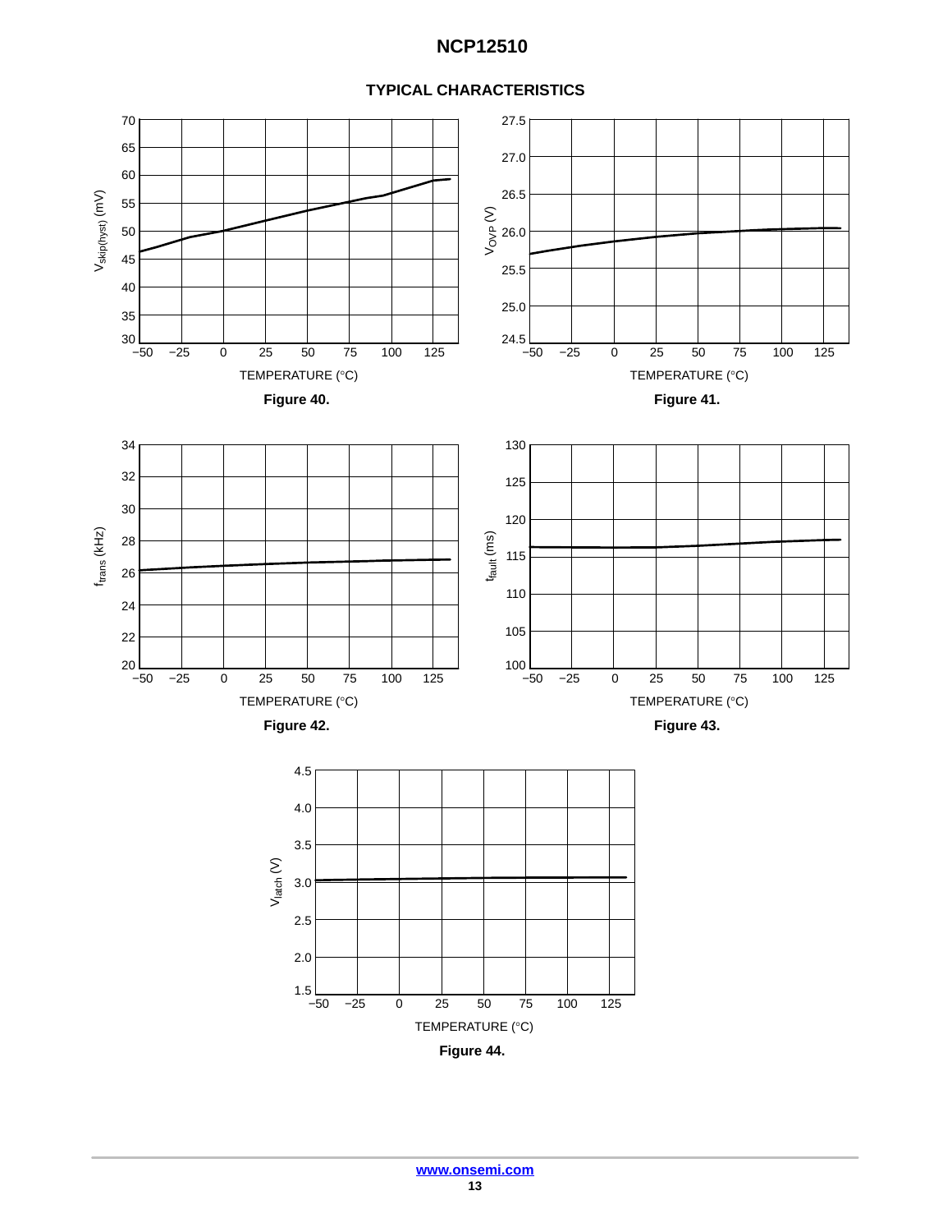## TYPICAL CHARACTERISTICS

Figure 40.

Figure 41.

Figure 42.

Figure 43.

Figure 44.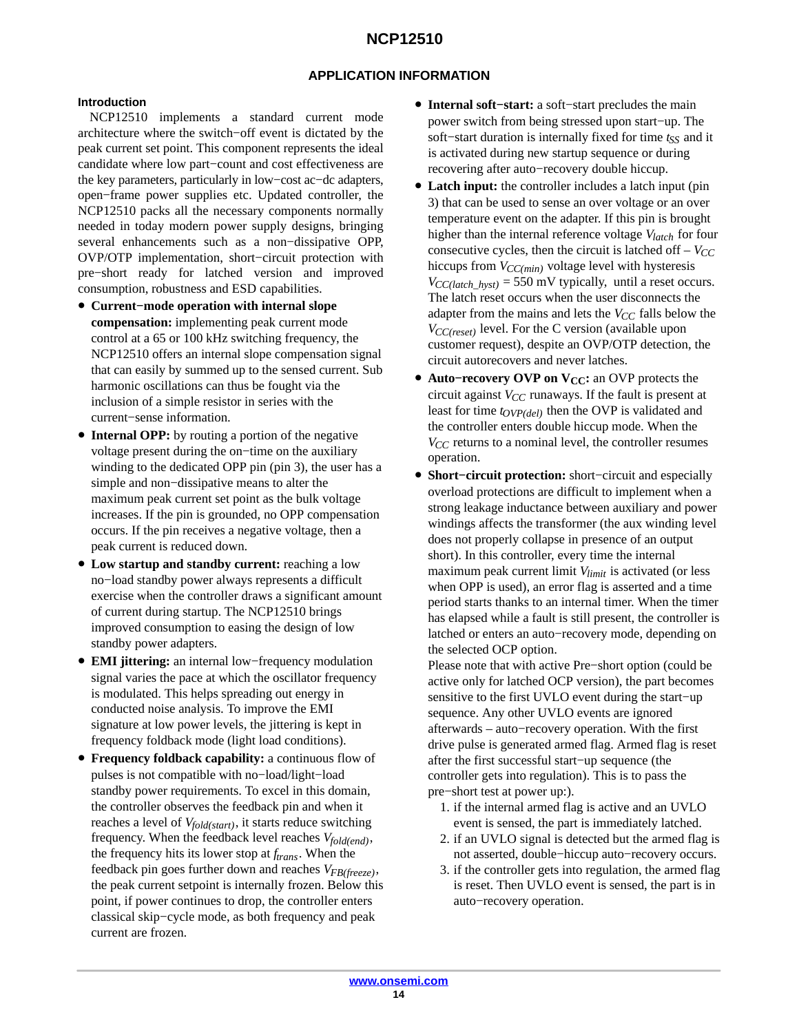## APPLICATION INFORMATION

### Introduction

NCP12510 implements a standard current mode architecture where the switch−off event is dictated by the peak current set point. This component represents the ideal candidate where low part−count and cost effectiveness are the key parameters, particularly in low−cost ac−dc adapters, open−frame power supplies etc. Updated controller, the NCP12510 packs all the necessary components normally needed in today modern power supply designs, bringing several enhancements such as a non−dissipative OPP, OVP/OTP implementation, short−circuit protection with pre−short ready for latched version and improved consumption, robustness and ESD capabilities.

- **Current−mode operation with internal slope compensation:** implementing peak current mode control at a 65 or 100 kHz switching frequency, the NCP12510 offers an internal slope compensation signal that can easily by summed up to the sensed current. Sub harmonic oscillations can thus be fought via the inclusion of a simple resistor in series with the current−sense information.
- **Internal OPP:** by routing a portion of the negative voltage present during the on−time on the auxiliary winding to the dedicated OPP pin (pin 3), the user has a simple and non−dissipative means to alter the maximum peak current set point as the bulk voltage increases. If the pin is grounded, no OPP compensation occurs. If the pin receives a negative voltage, then a peak current is reduced down.
- **Low startup and standby current:** reaching a low no−load standby power always represents a difficult exercise when the controller draws a significant amount of current during startup. The NCP12510 brings improved consumption to easing the design of low standby power adapters.
- **EMI jittering:** an internal low−frequency modulation signal varies the pace at which the oscillator frequency is modulated. This helps spreading out energy in conducted noise analysis. To improve the EMI signature at low power levels, the jittering is kept in frequency foldback mode (light load conditions).
- **Frequency foldback capability:** a continuous flow of pulses is not compatible with no−load/light−load standby power requirements. To excel in this domain, the controller observes the feedback pin and when it reaches a level of $V_{fold(start)}$, it starts reduce switching frequency. When the feedback level reaches $V_{fold(end)}$, the frequency hits its lower stop at $f_{trans}$. When the feedback pin goes further down and reaches $V_{FB(freeze)}$, the peak current setpoint is internally frozen. Below this point, if power continues to drop, the controller enters classical skip−cycle mode, as both frequency and peak current are frozen.
- **Internal soft−start:** a soft−start precludes the main power switch from being stressed upon start−up. The soft−start duration is internally fixed for time $t_{SS}$ and it is activated during new startup sequence or during recovering after auto−recovery double hiccup.
- **Latch input:** the controller includes a latch input (pin 3) that can be used to sense an over voltage or an over temperature event on the adapter. If this pin is brought higher than the internal reference voltage $V_{latch}$ for four consecutive cycles, then the circuit is latched off – $V_{CC}$ hiccups from $V_{CC(min)}$ voltage level with hysteresis $V_{CC(latch\_hyst)}$ = 550 mV typically, until a reset occurs. The latch reset occurs when the user disconnects the adapter from the mains and lets the $V_{CC}$ falls below the $V_{CC(reset)}$ level. For the C version (available upon customer request), despite an OVP/OTP detection, the circuit autorecovers and never latches.
- **Auto−recovery OVP on $V_{CC}$:** an OVP protects the circuit against $V_{CC}$ runaways. If the fault is present at least for time $t_{OVP(del)}$ then the OVP is validated and the controller enters double hiccup mode. When the $V_{CC}$ returns to a nominal level, the controller resumes operation.
- **Short−circuit protection:** short−circuit and especially overload protections are difficult to implement when a strong leakage inductance between auxiliary and power windings affects the transformer (the aux winding level does not properly collapse in presence of an output short). In this controller, every time the internal maximum peak current limit $V_{limit}$ is activated (or less when OPP is used), an error flag is asserted and a time period starts thanks to an internal timer. When the timer has elapsed while a fault is still present, the controller is latched or enters an auto−recovery mode, depending on the selected OCP option.

  Please note that with active Pre−short option (could be active only for latched OCP version), the part becomes sensitive to the first UVLO event during the start−up sequence. Any other UVLO events are ignored afterwards – auto−recovery operation. With the first drive pulse is generated armed flag. Armed flag is reset after the first successful start−up sequence (the controller gets into regulation). This is to pass the pre−short test at power up:).

  1. if the internal armed flag is active and an UVLO event is sensed, the part is immediately latched.
  2. if an UVLO signal is detected but the armed flag is not asserted, double−hiccup auto−recovery occurs.
  3. if the controller gets into regulation, the armed flag is reset. Then UVLO event is sensed, the part is in auto−recovery operation.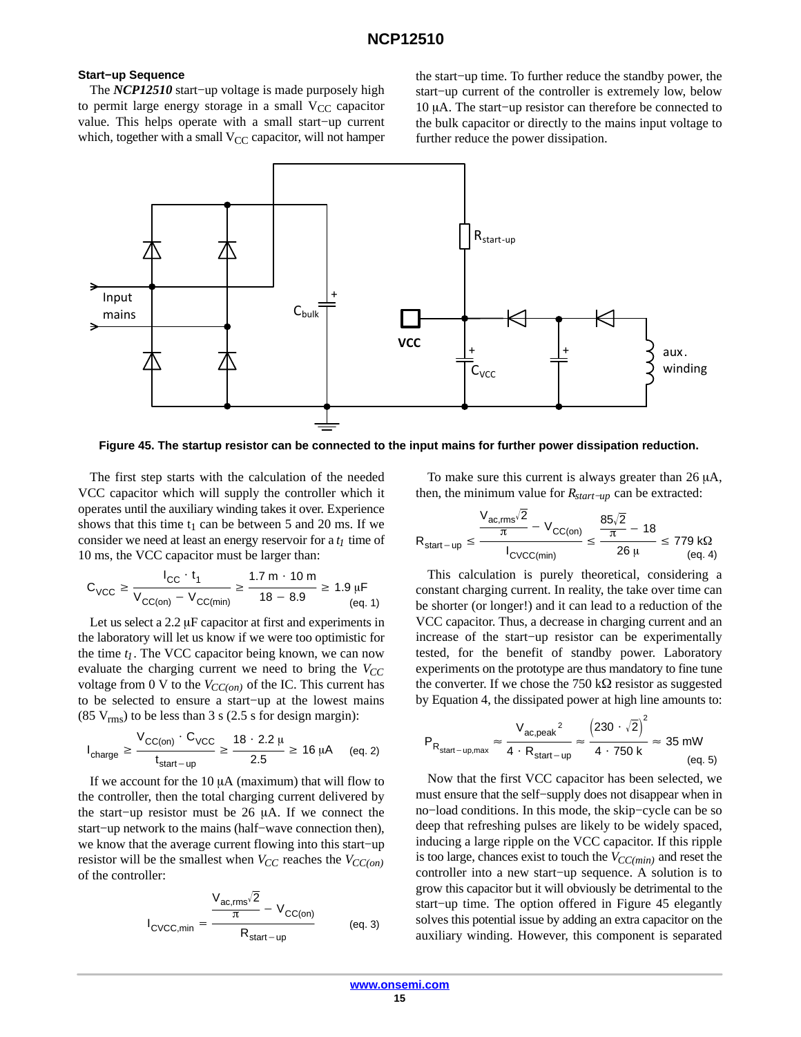### Start−up Sequence

The ***NCP12510*** start−up voltage is made purposely high to permit large energy storage in a small $V_{CC}$ capacitor value. This helps operate with a small start−up current which, together with a small $V_{CC}$ capacitor, will not hamper the start−up time. To further reduce the standby power, the start−up current of the controller is extremely low, below 10 μA. The start−up resistor can therefore be connected to the bulk capacitor or directly to the mains input voltage to further reduce the power dissipation.

**Figure 45. The startup resistor can be connected to the input mains for further power dissipation reduction.**

The first step starts with the calculation of the needed VCC capacitor which will supply the controller which it operates until the auxiliary winding takes it over. Experience shows that this time $t_1$ can be between 5 and 20 ms. If we consider we need at least an energy reservoir for a $t_1$ time of 10 ms, the VCC capacitor must be larger than:

$$C_{VCC} \geq \frac{I_{CC} \cdot t_1}{V_{CC(on)} - V_{CC(min)}} \geq \frac{1.7\,m \cdot 10\,m}{18 - 8.9} \geq 1.9\,\mu F \quad \text{(eq. 1)}$$

Let us select a 2.2 μF capacitor at first and experiments in the laboratory will let us know if we were too optimistic for the time $t_1$. The VCC capacitor being known, we can now evaluate the charging current we need to bring the $V_{CC}$ voltage from 0 V to the $V_{CC(on)}$ of the IC. This current has to be selected to ensure a start−up at the lowest mains (85 $V_{rms}$) to be less than 3 s (2.5 s for design margin):

$$I_{charge} \geq \frac{V_{CC(on)} \cdot C_{VCC}}{t_{start-up}} \geq \frac{18 \cdot 2.2\,\mu}{2.5} \geq 16\,\mu A \quad \text{(eq. 2)}$$

If we account for the 10 μA (maximum) that will flow to the controller, then the total charging current delivered by the start−up resistor must be 26 μA. If we connect the start−up network to the mains (half−wave connection then), we know that the average current flowing into this start−up resistor will be the smallest when $V_{CC}$ reaches the $V_{CC(on)}$ of the controller:

$$I_{CVCC,min} = \frac{\frac{V_{ac,rms}\sqrt{2}}{\pi} - V_{CC(on)}}{R_{start-up}} \quad \text{(eq. 3)}$$

To make sure this current is always greater than 26 μA, then, the minimum value for $R_{start-up}$ can be extracted:

$$R_{start-up} \leq \frac{\frac{V_{ac,rms}\sqrt{2}}{\pi} - V_{CC(on)}}{I_{CVCC(min)}} \leq \frac{\frac{85\sqrt{2}}{\pi} - 18}{26\,\mu} \leq 779\,k\Omega \quad \text{(eq. 4)}$$

This calculation is purely theoretical, considering a constant charging current. In reality, the take over time can be shorter (or longer!) and it can lead to a reduction of the VCC capacitor. Thus, a decrease in charging current and an increase of the start−up resistor can be experimentally tested, for the benefit of standby power. Laboratory experiments on the prototype are thus mandatory to fine tune the converter. If we chose the 750 kΩ resistor as suggested by Equation 4, the dissipated power at high line amounts to:

$$P_{R_{start-up,max}} \approx \frac{V_{ac,peak}^{\;2}}{4 \cdot R_{start-up}} \approx \frac{\left(230 \cdot \sqrt{2}\right)^2}{4 \cdot 750\,k} \approx 35\,mW \quad \text{(eq. 5)}$$

Now that the first VCC capacitor has been selected, we must ensure that the self−supply does not disappear when in no−load conditions. In this mode, the skip−cycle can be so deep that refreshing pulses are likely to be widely spaced, inducing a large ripple on the VCC capacitor. If this ripple is too large, chances exist to touch the $V_{CC(min)}$ and reset the controller into a new start−up sequence. A solution is to grow this capacitor but it will obviously be detrimental to the start−up time. The option offered in Figure 45 elegantly solves this potential issue by adding an extra capacitor on the auxiliary winding. However, this component is separated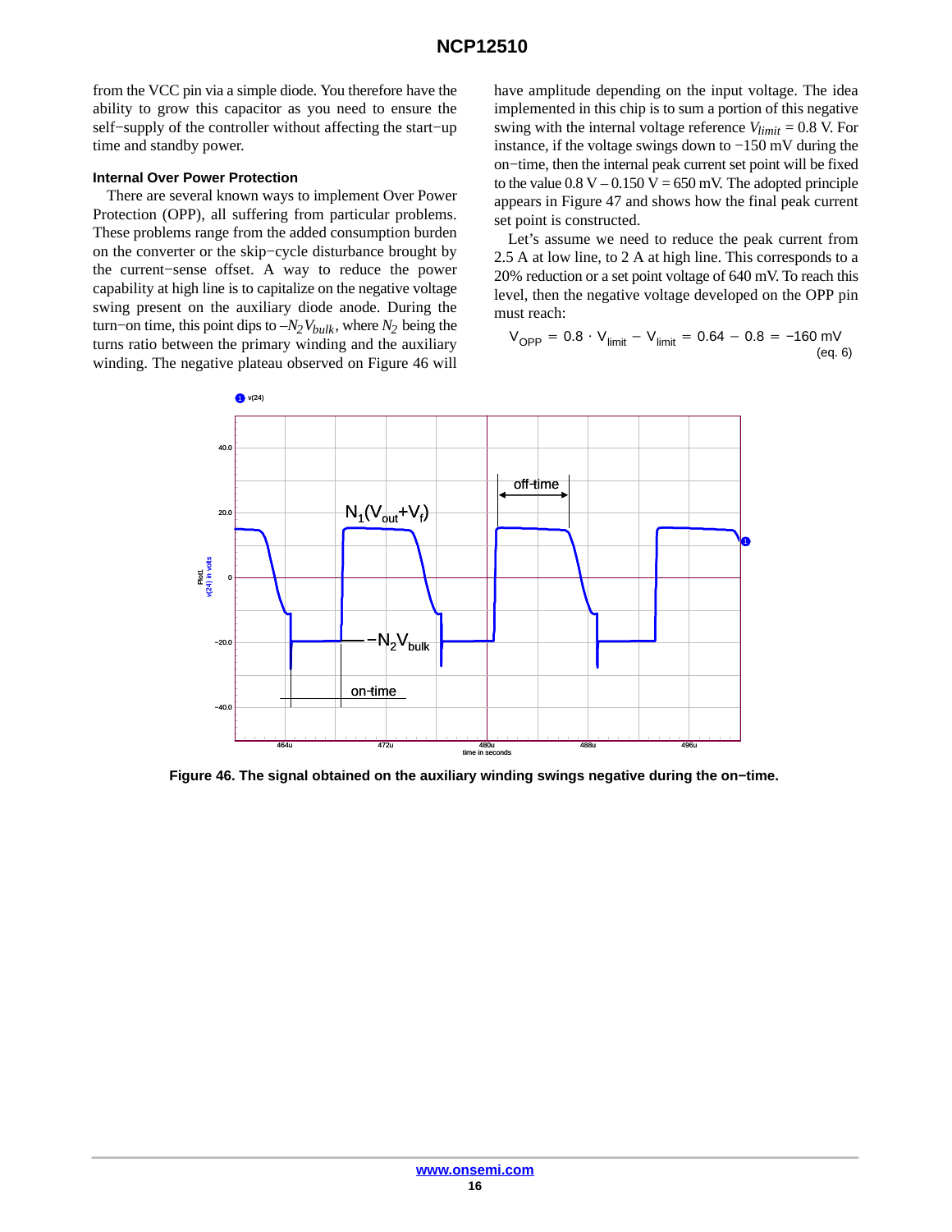from the VCC pin via a simple diode. You therefore have the ability to grow this capacitor as you need to ensure the self−supply of the controller without affecting the start−up time and standby power.

#### Internal Over Power Protection

There are several known ways to implement Over Power Protection (OPP), all suffering from particular problems. These problems range from the added consumption burden on the converter or the skip−cycle disturbance brought by the current−sense offset. A way to reduce the power capability at high line is to capitalize on the negative voltage swing present on the auxiliary diode anode. During the turn−on time, this point dips to $-N_2 V_{bulk}$, where $N_2$ being the turns ratio between the primary winding and the auxiliary winding. The negative plateau observed on Figure 46 will have amplitude depending on the input voltage. The idea implemented in this chip is to sum a portion of this negative swing with the internal voltage reference $V_{limit}$ = 0.8 V. For instance, if the voltage swings down to −150 mV during the on−time, then the internal peak current set point will be fixed to the value 0.8 V – 0.150 V = 650 mV. The adopted principle appears in Figure 47 and shows how the final peak current set point is constructed.

Let's assume we need to reduce the peak current from 2.5 A at low line, to 2 A at high line. This corresponds to a 20% reduction or a set point voltage of 640 mV. To reach this level, then the negative voltage developed on the OPP pin must reach:

$$V_{OPP} = 0.8 \cdot V_{limit} - V_{limit} = 0.64 - 0.8 = -160\text{ mV} \quad \text{(eq. 6)}$$

**Figure 46. The signal obtained on the auxiliary winding swings negative during the on−time.**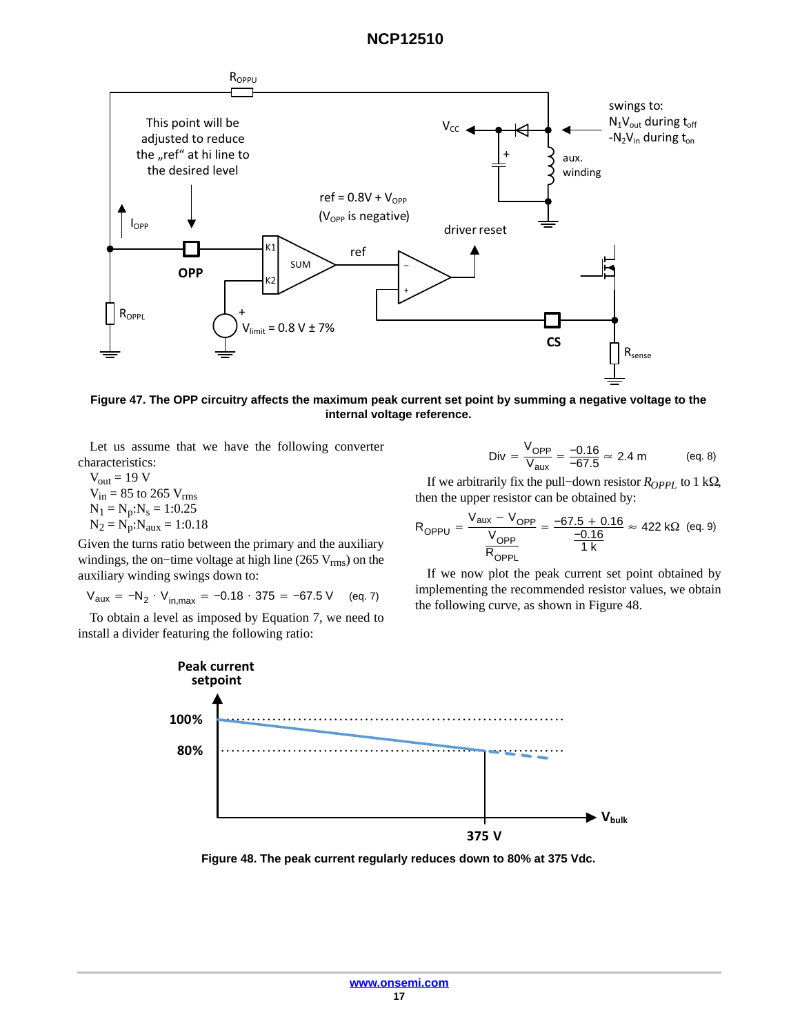Figure 47. The OPP circuitry affects the maximum peak current set point by summing a negative voltage to the internal voltage reference.

Let us assume that we have the following converter characteristics:

$V_{out}$ = 19 V
$V_{in}$ = 85 to 265 $V_{rms}$
$N_1 = N_p{:}N_s$ = 1:0.25
$N_2 = N_p{:}N_{aux}$ = 1:0.18

Given the turns ratio between the primary and the auxiliary windings, the on−time voltage at high line (265 $V_{rms}$) on the auxiliary winding swings down to:

$$V_{aux} = -N_2 \cdot V_{in,max} = -0.18 \cdot 375 = -67.5\ \text{V} \quad \text{(eq. 7)}$$

To obtain a level as imposed by Equation 7, we need to install a divider featuring the following ratio:

$$\text{Div} = \frac{V_{OPP}}{V_{aux}} = \frac{-0.16}{-67.5} \approx 2.4\ \text{m} \quad \text{(eq. 8)}$$

If we arbitrarily fix the pull−down resistor $R_{OPPL}$ to 1 kΩ, then the upper resistor can be obtained by:

$$R_{OPPU} = \frac{V_{aux} - V_{OPP}}{\dfrac{V_{OPP}}{R_{OPPL}}} = \frac{-67.5 + 0.16}{\dfrac{-0.16}{1\,\text{k}}} \approx 422\ \text{k}\Omega \quad \text{(eq. 9)}$$

If we now plot the peak current set point obtained by implementing the recommended resistor values, we obtain the following curve, as shown in Figure 48.

Figure 48. The peak current regularly reduces down to 80% at 375 Vdc.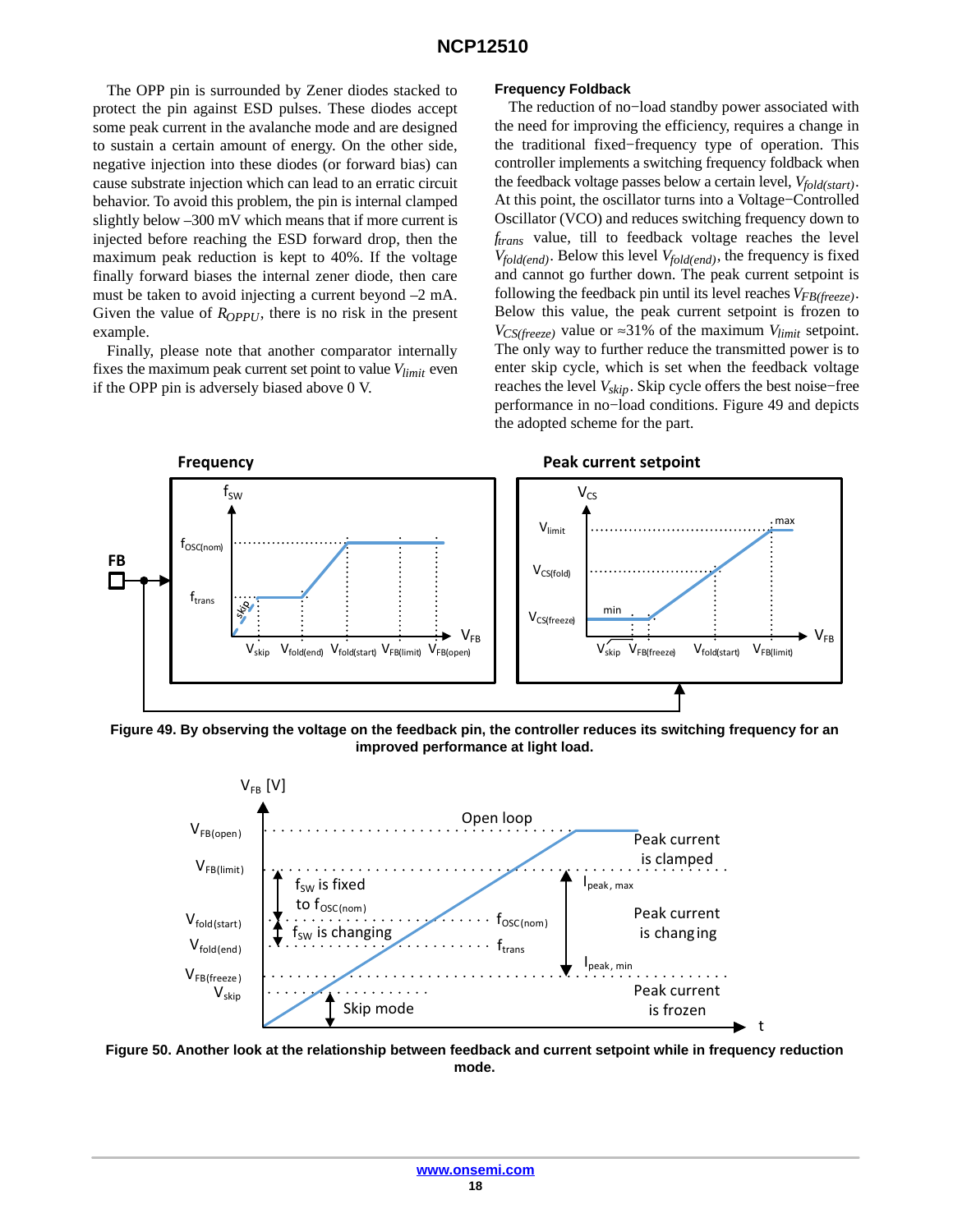The OPP pin is surrounded by Zener diodes stacked to protect the pin against ESD pulses. These diodes accept some peak current in the avalanche mode and are designed to sustain a certain amount of energy. On the other side, negative injection into these diodes (or forward bias) can cause substrate injection which can lead to an erratic circuit behavior. To avoid this problem, the pin is internal clamped slightly below –300 mV which means that if more current is injected before reaching the ESD forward drop, then the maximum peak reduction is kept to 40%. If the voltage finally forward biases the internal zener diode, then care must be taken to avoid injecting a current beyond –2 mA. Given the value of $R_{OPPU}$, there is no risk in the present example.

Finally, please note that another comparator internally fixes the maximum peak current set point to value $V_{limit}$ even if the OPP pin is adversely biased above 0 V.

### Frequency Foldback

The reduction of no−load standby power associated with the need for improving the efficiency, requires a change in the traditional fixed−frequency type of operation. This controller implements a switching frequency foldback when the feedback voltage passes below a certain level, $V_{fold(start)}$. At this point, the oscillator turns into a Voltage−Controlled Oscillator (VCO) and reduces switching frequency down to $f_{trans}$ value, till to feedback voltage reaches the level $V_{fold(end)}$. Below this level $V_{fold(end)}$, the frequency is fixed and cannot go further down. The peak current setpoint is following the feedback pin until its level reaches $V_{FB(freeze)}$. Below this value, the peak current setpoint is frozen to $V_{CS(freeze)}$ value or ≈31% of the maximum $V_{limit}$ setpoint. The only way to further reduce the transmitted power is to enter skip cycle, which is set when the feedback voltage reaches the level $V_{skip}$. Skip cycle offers the best noise−free performance in no−load conditions. Figure 49 and depicts the adopted scheme for the part.

**Figure 49. By observing the voltage on the feedback pin, the controller reduces its switching frequency for an improved performance at light load.**

**Figure 50. Another look at the relationship between feedback and current setpoint while in frequency reduction mode.**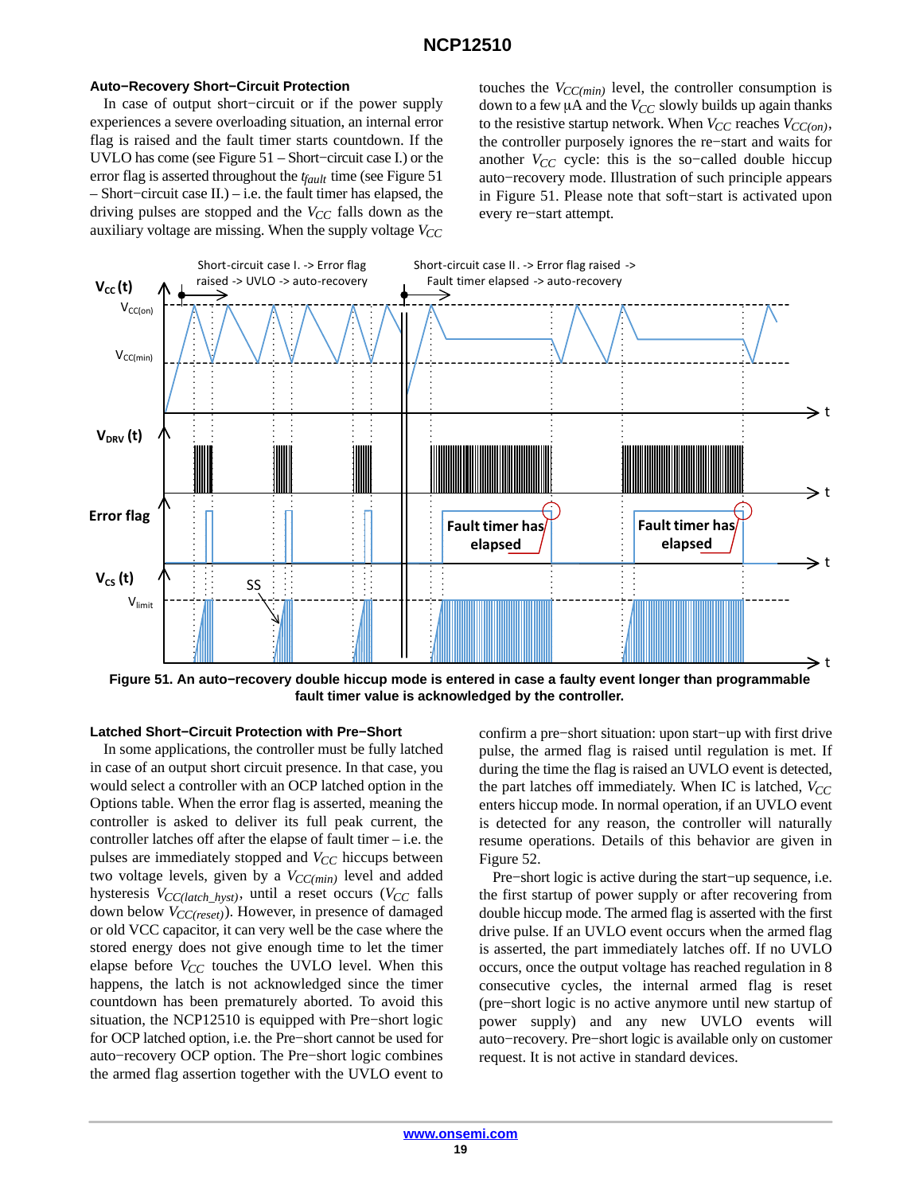### Auto−Recovery Short−Circuit Protection

In case of output short−circuit or if the power supply experiences a severe overloading situation, an internal error flag is raised and the fault timer starts countdown. If the UVLO has come (see Figure 51 – Short−circuit case I.) or the error flag is asserted throughout the $t_{fault}$ time (see Figure 51 – Short−circuit case II.) – i.e. the fault timer has elapsed, the driving pulses are stopped and the $V_{CC}$ falls down as the auxiliary voltage are missing. When the supply voltage $V_{CC}$ touches the $V_{CC(min)}$ level, the controller consumption is down to a few μA and the $V_{CC}$ slowly builds up again thanks to the resistive startup network. When $V_{CC}$ reaches $V_{CC(on)}$, the controller purposely ignores the re−start and waits for another $V_{CC}$ cycle: this is the so−called double hiccup auto−recovery mode. Illustration of such principle appears in Figure 51. Please note that soft−start is activated upon every re−start attempt.

**Figure 51. An auto−recovery double hiccup mode is entered in case a faulty event longer than programmable fault timer value is acknowledged by the controller.**

### Latched Short−Circuit Protection with Pre−Short

In some applications, the controller must be fully latched in case of an output short circuit presence. In that case, you would select a controller with an OCP latched option in the Options table. When the error flag is asserted, meaning the controller is asked to deliver its full peak current, the controller latches off after the elapse of fault timer – i.e. the pulses are immediately stopped and $V_{CC}$ hiccups between two voltage levels, given by a $V_{CC(min)}$ level and added hysteresis $V_{CC(latch\_hyst)}$, until a reset occurs ($V_{CC}$ falls down below $V_{CC(reset)}$). However, in presence of damaged or old VCC capacitor, it can very well be the case where the stored energy does not give enough time to let the timer elapse before $V_{CC}$ touches the UVLO level. When this happens, the latch is not acknowledged since the timer countdown has been prematurely aborted. To avoid this situation, the NCP12510 is equipped with Pre−short logic for OCP latched option, i.e. the Pre−short cannot be used for auto−recovery OCP option. The Pre−short logic combines the armed flag assertion together with the UVLO event to confirm a pre−short situation: upon start−up with first drive pulse, the armed flag is raised until regulation is met. If during the time the flag is raised an UVLO event is detected, the part latches off immediately. When IC is latched, $V_{CC}$ enters hiccup mode. In normal operation, if an UVLO event is detected for any reason, the controller will naturally resume operations. Details of this behavior are given in Figure 52.

Pre−short logic is active during the start−up sequence, i.e. the first startup of power supply or after recovering from double hiccup mode. The armed flag is asserted with the first drive pulse. If an UVLO event occurs when the armed flag is asserted, the part immediately latches off. If no UVLO occurs, once the output voltage has reached regulation in 8 consecutive cycles, the internal armed flag is reset (pre−short logic is no active anymore until new startup of power supply) and any new UVLO events will auto−recovery. Pre−short logic is available only on customer request. It is not active in standard devices.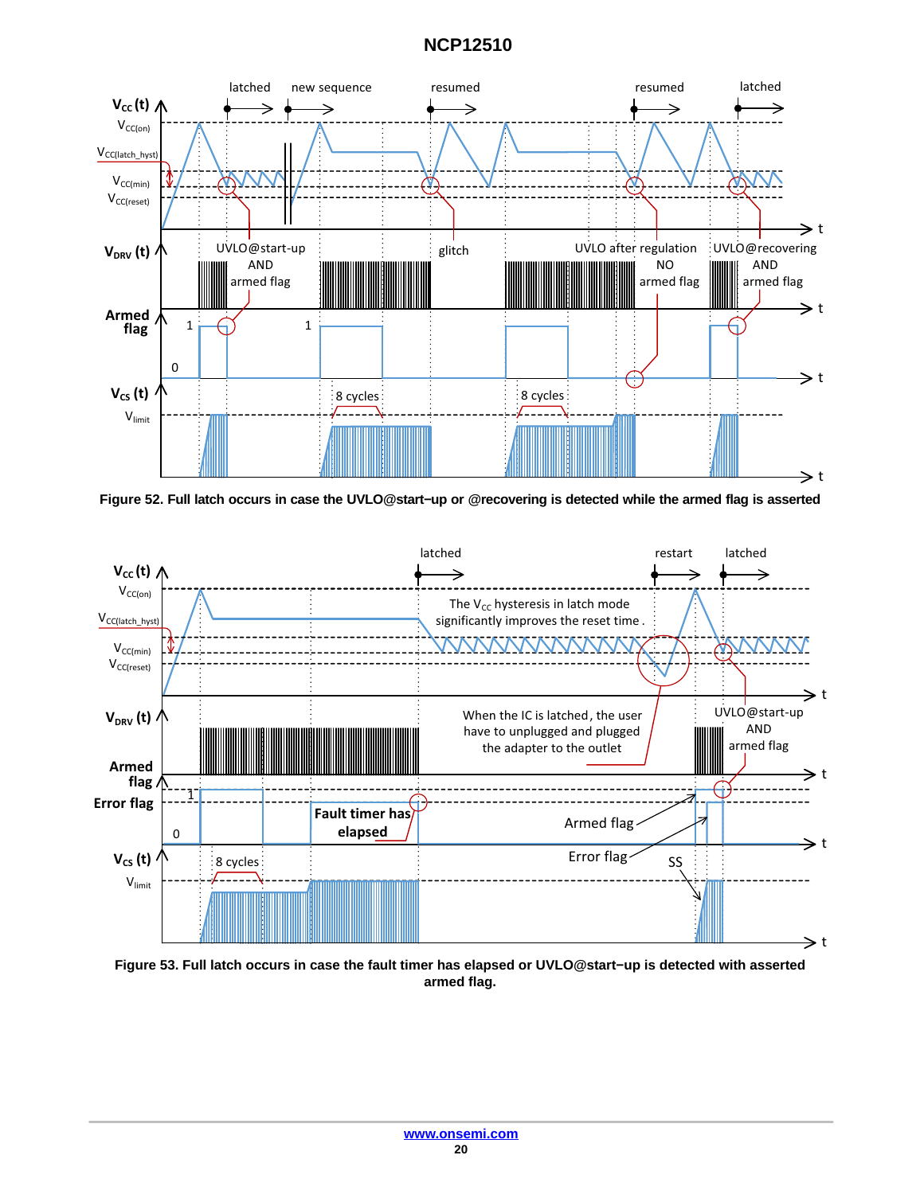Figure 52. Full latch occurs in case the UVLO@start−up or @recovering is detected while the armed flag is asserted

Figure 53. Full latch occurs in case the fault timer has elapsed or UVLO@start−up is detected with asserted armed flag.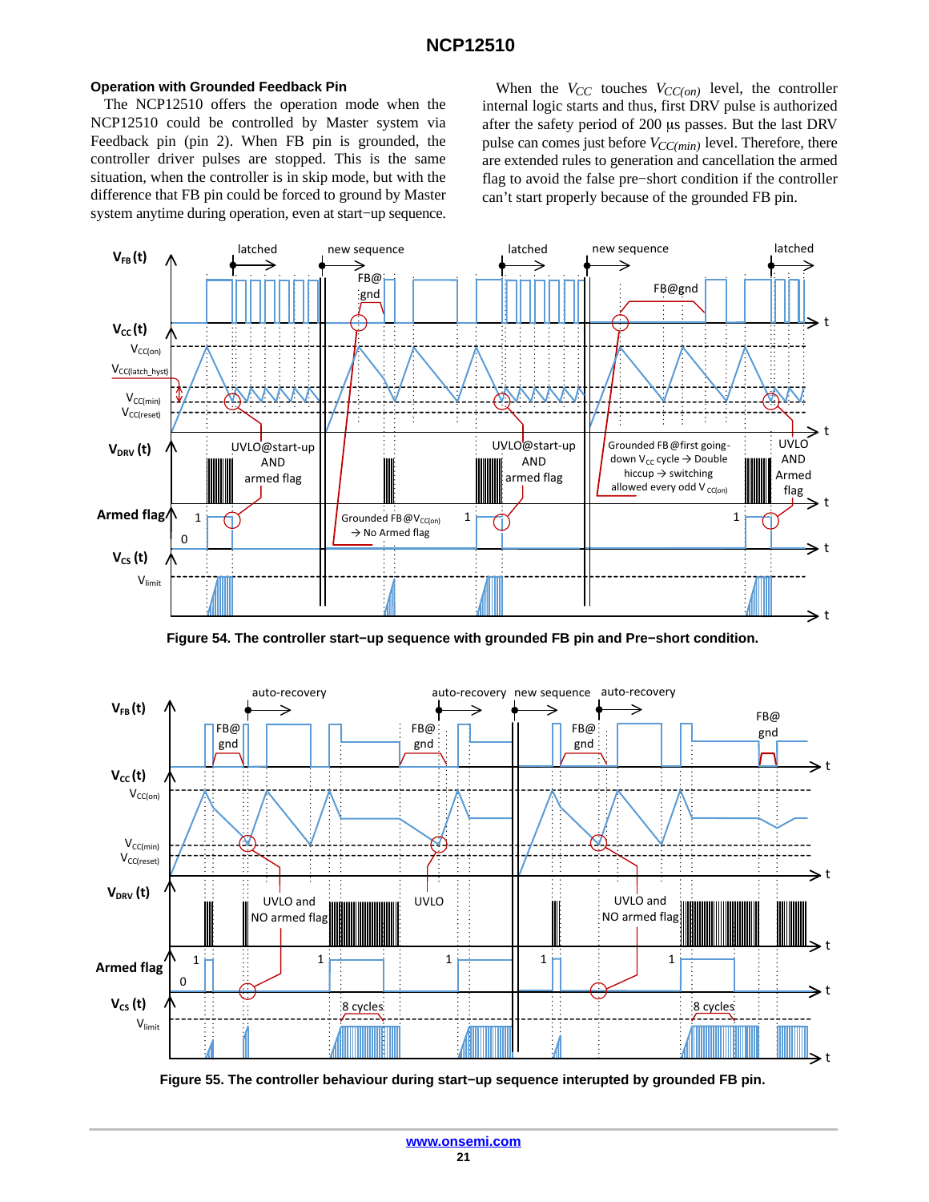### Operation with Grounded Feedback Pin

The NCP12510 offers the operation mode when the NCP12510 could be controlled by Master system via Feedback pin (pin 2). When FB pin is grounded, the controller driver pulses are stopped. This is the same situation, when the controller is in skip mode, but with the difference that FB pin could be forced to ground by Master system anytime during operation, even at start−up sequence.

When the $V_{CC}$ touches $V_{CC(on)}$ level, the controller internal logic starts and thus, first DRV pulse is authorized after the safety period of 200 μs passes. But the last DRV pulse can comes just before $V_{CC(min)}$ level. Therefore, there are extended rules to generation and cancellation the armed flag to avoid the false pre−short condition if the controller can't start properly because of the grounded FB pin.

**Figure 54. The controller start−up sequence with grounded FB pin and Pre−short condition.**

**Figure 55. The controller behaviour during start−up sequence interupted by grounded FB pin.**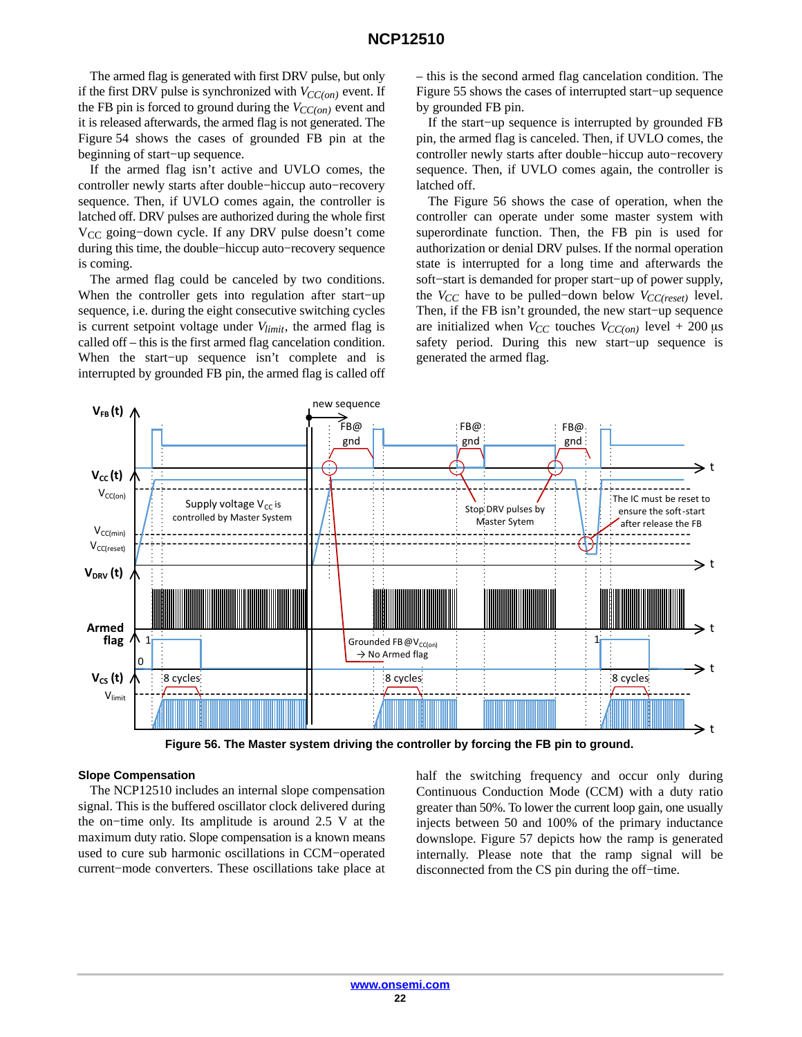The armed flag is generated with first DRV pulse, but only if the first DRV pulse is synchronized with $V_{CC(on)}$ event. If the FB pin is forced to ground during the $V_{CC(on)}$ event and it is released afterwards, the armed flag is not generated. The Figure 54 shows the cases of grounded FB pin at the beginning of start−up sequence.

If the armed flag isn't active and UVLO comes, the controller newly starts after double−hiccup auto−recovery sequence. Then, if UVLO comes again, the controller is latched off. DRV pulses are authorized during the whole first $V_{CC}$ going−down cycle. If any DRV pulse doesn't come during this time, the double−hiccup auto−recovery sequence is coming.

The armed flag could be canceled by two conditions. When the controller gets into regulation after start−up sequence, i.e. during the eight consecutive switching cycles is current setpoint voltage under $V_{limit}$, the armed flag is called off – this is the first armed flag cancelation condition. When the start−up sequence isn't complete and is interrupted by grounded FB pin, the armed flag is called off – this is the second armed flag cancelation condition. The Figure 55 shows the cases of interrupted start−up sequence by grounded FB pin.

If the start−up sequence is interrupted by grounded FB pin, the armed flag is canceled. Then, if UVLO comes, the controller newly starts after double−hiccup auto−recovery sequence. Then, if UVLO comes again, the controller is latched off.

The Figure 56 shows the case of operation, when the controller can operate under some master system with superordinate function. Then, the FB pin is used for authorization or denial DRV pulses. If the normal operation state is interrupted for a long time and afterwards the soft−start is demanded for proper start−up of power supply, the $V_{CC}$ have to be pulled−down below $V_{CC(reset)}$ level. Then, if the FB isn't grounded, the new start−up sequence are initialized when $V_{CC}$ touches $V_{CC(on)}$ level + 200 μs safety period. During this new start−up sequence is generated the armed flag.

Figure 56. The Master system driving the controller by forcing the FB pin to ground.

## Slope Compensation

The NCP12510 includes an internal slope compensation signal. This is the buffered oscillator clock delivered during the on−time only. Its amplitude is around 2.5 V at the maximum duty ratio. Slope compensation is a known means used to cure sub harmonic oscillations in CCM−operated current−mode converters. These oscillations take place at half the switching frequency and occur only during Continuous Conduction Mode (CCM) with a duty ratio greater than 50%. To lower the current loop gain, one usually injects between 50 and 100% of the primary inductance downslope. Figure 57 depicts how the ramp is generated internally. Please note that the ramp signal will be disconnected from the CS pin during the off−time.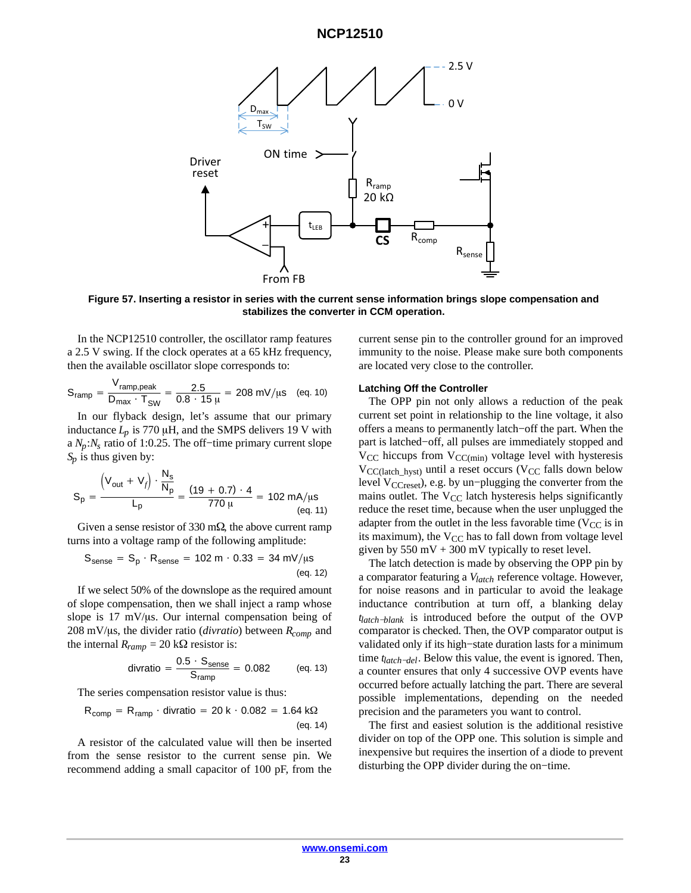**Figure 57. Inserting a resistor in series with the current sense information brings slope compensation and stabilizes the converter in CCM operation.**

In the NCP12510 controller, the oscillator ramp features a 2.5 V swing. If the clock operates at a 65 kHz frequency, then the available oscillator slope corresponds to:

$$S_{ramp} = \frac{V_{ramp,peak}}{D_{max} \cdot T_{SW}} = \frac{2.5}{0.8 \cdot 15\,\mu} = 208\ \text{mV}/\mu\text{s} \quad \text{(eq. 10)}$$

In our flyback design, let's assume that our primary inductance $L_p$ is 770 μH, and the SMPS delivers 19 V with a $N_p$:$N_s$ ratio of 1:0.25. The off−time primary current slope $S_p$ is thus given by:

$$S_p = \frac{\left(V_{out} + V_f\right) \cdot \frac{N_s}{N_p}}{L_p} = \frac{(19 + 0.7) \cdot 4}{770\,\mu} = 102\ \text{mA}/\mu\text{s} \quad \text{(eq. 11)}$$

Given a sense resistor of 330 mΩ, the above current ramp turns into a voltage ramp of the following amplitude:

$$S_{sense} = S_p \cdot R_{sense} = 102\ \text{m} \cdot 0.33 = 34\ \text{mV}/\mu\text{s} \quad \text{(eq. 12)}$$

If we select 50% of the downslope as the required amount of slope compensation, then we shall inject a ramp whose slope is 17 mV/μs. Our internal compensation being of 208 mV/μs, the divider ratio (*divratio*) between $R_{comp}$ and the internal $R_{ramp}$ = 20 kΩ resistor is:

$$\text{divratio} = \frac{0.5 \cdot S_{sense}}{S_{ramp}} = 0.082 \quad \text{(eq. 13)}$$

The series compensation resistor value is thus:

$$R_{comp} = R_{ramp} \cdot \text{divratio} = 20\ \text{k} \cdot 0.082 = 1.64\ \text{k}\Omega \quad \text{(eq. 14)}$$

A resistor of the calculated value will then be inserted from the sense resistor to the current sense pin. We recommend adding a small capacitor of 100 pF, from the current sense pin to the controller ground for an improved immunity to the noise. Please make sure both components are located very close to the controller.

#### Latching Off the Controller

The OPP pin not only allows a reduction of the peak current set point in relationship to the line voltage, it also offers a means to permanently latch−off the part. When the part is latched−off, all pulses are immediately stopped and $V_{CC}$ hiccups from $V_{CC(min)}$ voltage level with hysteresis $V_{CC(latch\_hyst)}$ until a reset occurs ($V_{CC}$ falls down below level $V_{CCreset}$), e.g. by un−plugging the converter from the mains outlet. The $V_{CC}$ latch hysteresis helps significantly reduce the reset time, because when the user unplugged the adapter from the outlet in the less favorable time ($V_{CC}$ is in its maximum), the $V_{CC}$ has to fall down from voltage level given by 550 mV + 300 mV typically to reset level.

The latch detection is made by observing the OPP pin by a comparator featuring a $V_{latch}$ reference voltage. However, for noise reasons and in particular to avoid the leakage inductance contribution at turn off, a blanking delay $t_{latch-blank}$ is introduced before the output of the OVP comparator is checked. Then, the OVP comparator output is validated only if its high−state duration lasts for a minimum time $t_{latch-del}$. Below this value, the event is ignored. Then, a counter ensures that only 4 successive OVP events have occurred before actually latching the part. There are several possible implementations, depending on the needed precision and the parameters you want to control.

The first and easiest solution is the additional resistive divider on top of the OPP one. This solution is simple and inexpensive but requires the insertion of a diode to prevent disturbing the OPP divider during the on−time.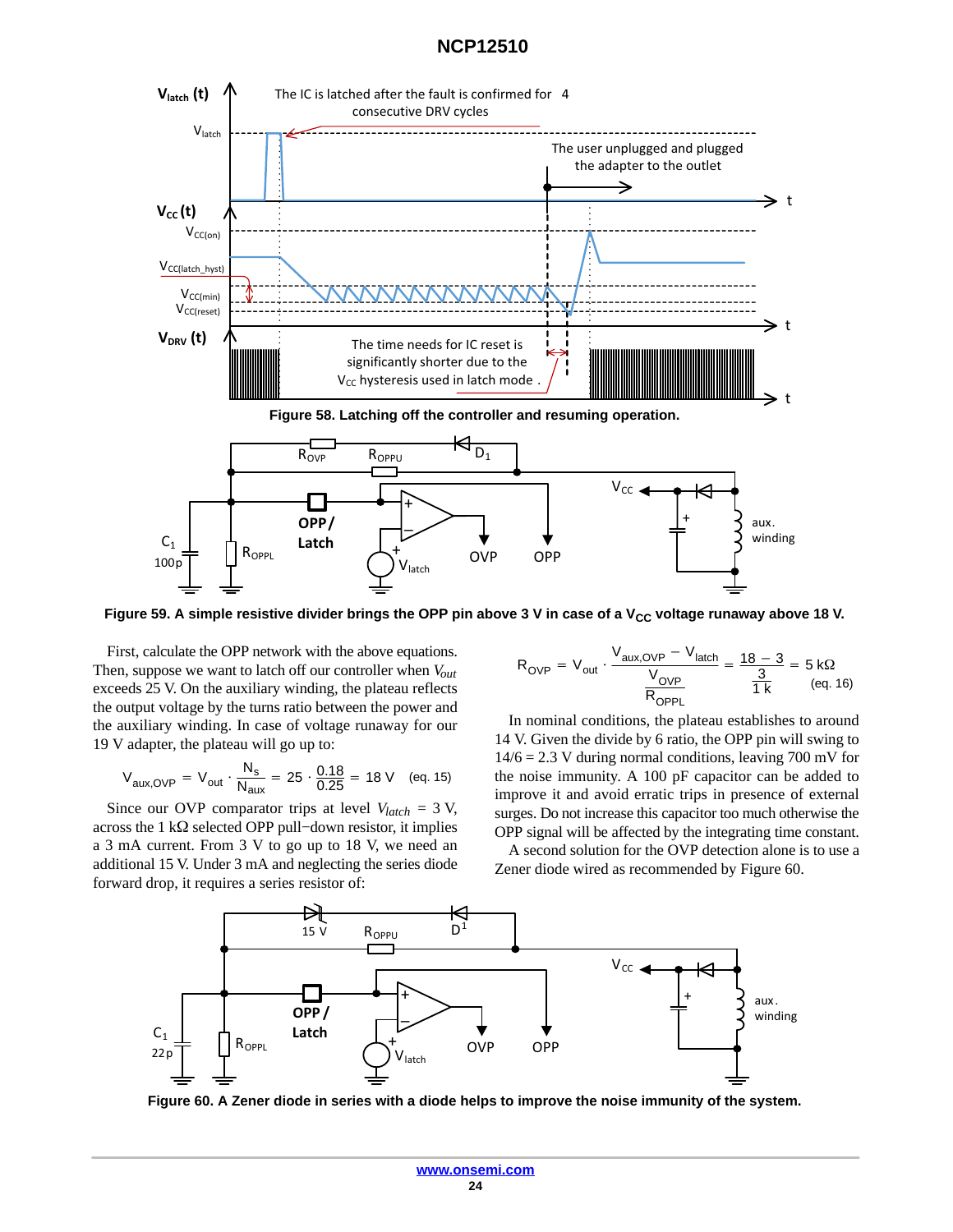Figure 58. Latching off the controller and resuming operation.

Figure 59. A simple resistive divider brings the OPP pin above 3 V in case of a $V_{CC}$ voltage runaway above 18 V.

First, calculate the OPP network with the above equations. Then, suppose we want to latch off our controller when $V_{out}$ exceeds 25 V. On the auxiliary winding, the plateau reflects the output voltage by the turns ratio between the power and the auxiliary winding. In case of voltage runaway for our 19 V adapter, the plateau will go up to:

$$V_{aux,OVP} = V_{out} \cdot \frac{N_S}{N_{aux}} = 25 \cdot \frac{0.18}{0.25} = 18\ \text{V} \quad \text{(eq. 15)}$$

Since our OVP comparator trips at level $V_{latch}$ = 3 V, across the 1 kΩ selected OPP pull−down resistor, it implies a 3 mA current. From 3 V to go up to 18 V, we need an additional 15 V. Under 3 mA and neglecting the series diode forward drop, it requires a series resistor of:

$$R_{OVP} = V_{out} \cdot \frac{V_{aux,OVP} - V_{latch}}{\frac{V_{OVP}}{R_{OPPL}}} = \frac{18 - 3}{\frac{3}{1\,\text{k}}} = 5\ \text{k}\Omega \quad \text{(eq. 16)}$$

In nominal conditions, the plateau establishes to around 14 V. Given the divide by 6 ratio, the OPP pin will swing to 14/6 = 2.3 V during normal conditions, leaving 700 mV for the noise immunity. A 100 pF capacitor can be added to improve it and avoid erratic trips in presence of external surges. Do not increase this capacitor too much otherwise the OPP signal will be affected by the integrating time constant.

A second solution for the OVP detection alone is to use a Zener diode wired as recommended by Figure 60.

Figure 60. A Zener diode in series with a diode helps to improve the noise immunity of the system.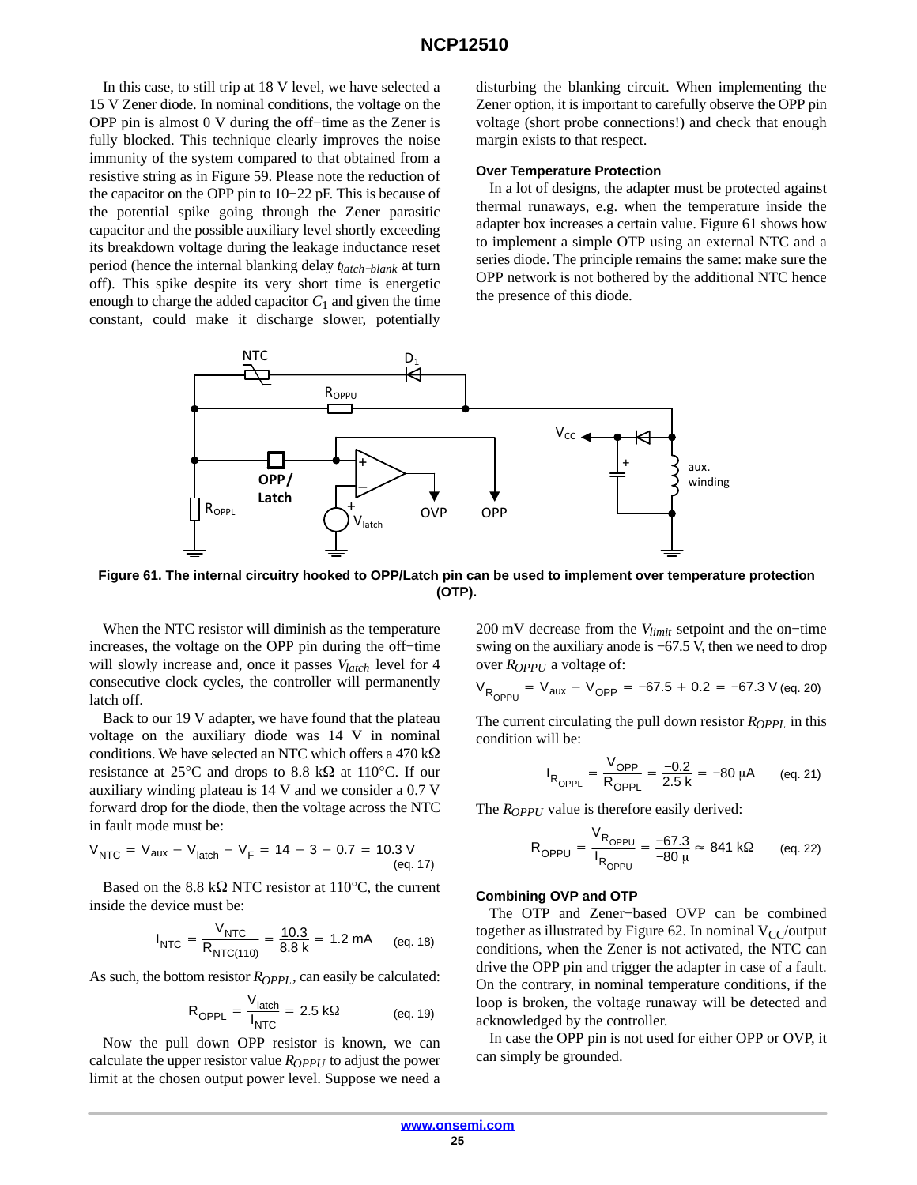In this case, to still trip at 18 V level, we have selected a 15 V Zener diode. In nominal conditions, the voltage on the OPP pin is almost 0 V during the off−time as the Zener is fully blocked. This technique clearly improves the noise immunity of the system compared to that obtained from a resistive string as in Figure 59. Please note the reduction of the capacitor on the OPP pin to 10−22 pF. This is because of the potential spike going through the Zener parasitic capacitor and the possible auxiliary level shortly exceeding its breakdown voltage during the leakage inductance reset period (hence the internal blanking delay $t_{latch-blank}$ at turn off). This spike despite its very short time is energetic enough to charge the added capacitor $C_1$ and given the time constant, could make it discharge slower, potentially disturbing the blanking circuit. When implementing the Zener option, it is important to carefully observe the OPP pin voltage (short probe connections!) and check that enough margin exists to that respect.

### Over Temperature Protection

In a lot of designs, the adapter must be protected against thermal runaways, e.g. when the temperature inside the adapter box increases a certain value. Figure 61 shows how to implement a simple OTP using an external NTC and a series diode. The principle remains the same: make sure the OPP network is not bothered by the additional NTC hence the presence of this diode.

**Figure 61. The internal circuitry hooked to OPP/Latch pin can be used to implement over temperature protection (OTP).**

When the NTC resistor will diminish as the temperature increases, the voltage on the OPP pin during the off−time will slowly increase and, once it passes $V_{latch}$ level for 4 consecutive clock cycles, the controller will permanently latch off.

Back to our 19 V adapter, we have found that the plateau voltage on the auxiliary diode was 14 V in nominal conditions. We have selected an NTC which offers a 470 kΩ resistance at 25°C and drops to 8.8 kΩ at 110°C. If our auxiliary winding plateau is 14 V and we consider a 0.7 V forward drop for the diode, then the voltage across the NTC in fault mode must be:

$$V_{NTC} = V_{aux} - V_{latch} - V_F = 14 - 3 - 0.7 = 10.3\ \text{V} \quad \text{(eq. 17)}$$

Based on the 8.8 kΩ NTC resistor at 110°C, the current inside the device must be:

$$I_{NTC} = \frac{V_{NTC}}{R_{NTC(110)}} = \frac{10.3}{8.8\ \text{k}} = 1.2\ \text{mA} \quad \text{(eq. 18)}$$

As such, the bottom resistor $R_{OPPL}$, can easily be calculated:

$$R_{OPPL} = \frac{V_{latch}}{I_{NTC}} = 2.5\ \text{k}\Omega \quad \text{(eq. 19)}$$

Now the pull down OPP resistor is known, we can calculate the upper resistor value $R_{OPPU}$ to adjust the power limit at the chosen output power level. Suppose we need a 200 mV decrease from the $V_{limit}$ setpoint and the on−time swing on the auxiliary anode is −67.5 V, then we need to drop over $R_{OPPU}$ a voltage of:

$$V_{R_{OPPU}} = V_{aux} - V_{OPP} = -67.5 + 0.2 = -67.3\ \text{V} \quad \text{(eq. 20)}$$

The current circulating the pull down resistor $R_{OPPL}$ in this condition will be:

$$I_{R_{OPPL}} = \frac{V_{OPP}}{R_{OPPL}} = \frac{-0.2}{2.5\ \text{k}} = -80\ \mu\text{A} \quad \text{(eq. 21)}$$

The $R_{OPPU}$ value is therefore easily derived:

$$R_{OPPU} = \frac{V_{R_{OPPU}}}{I_{R_{OPPU}}} = \frac{-67.3}{-80\ \mu} \approx 841\ \text{k}\Omega \quad \text{(eq. 22)}$$

### Combining OVP and OTP

The OTP and Zener−based OVP can be combined together as illustrated by Figure 62. In nominal $V_{CC}$/output conditions, when the Zener is not activated, the NTC can drive the OPP pin and trigger the adapter in case of a fault. On the contrary, in nominal temperature conditions, if the loop is broken, the voltage runaway will be detected and acknowledged by the controller.

In case the OPP pin is not used for either OPP or OVP, it can simply be grounded.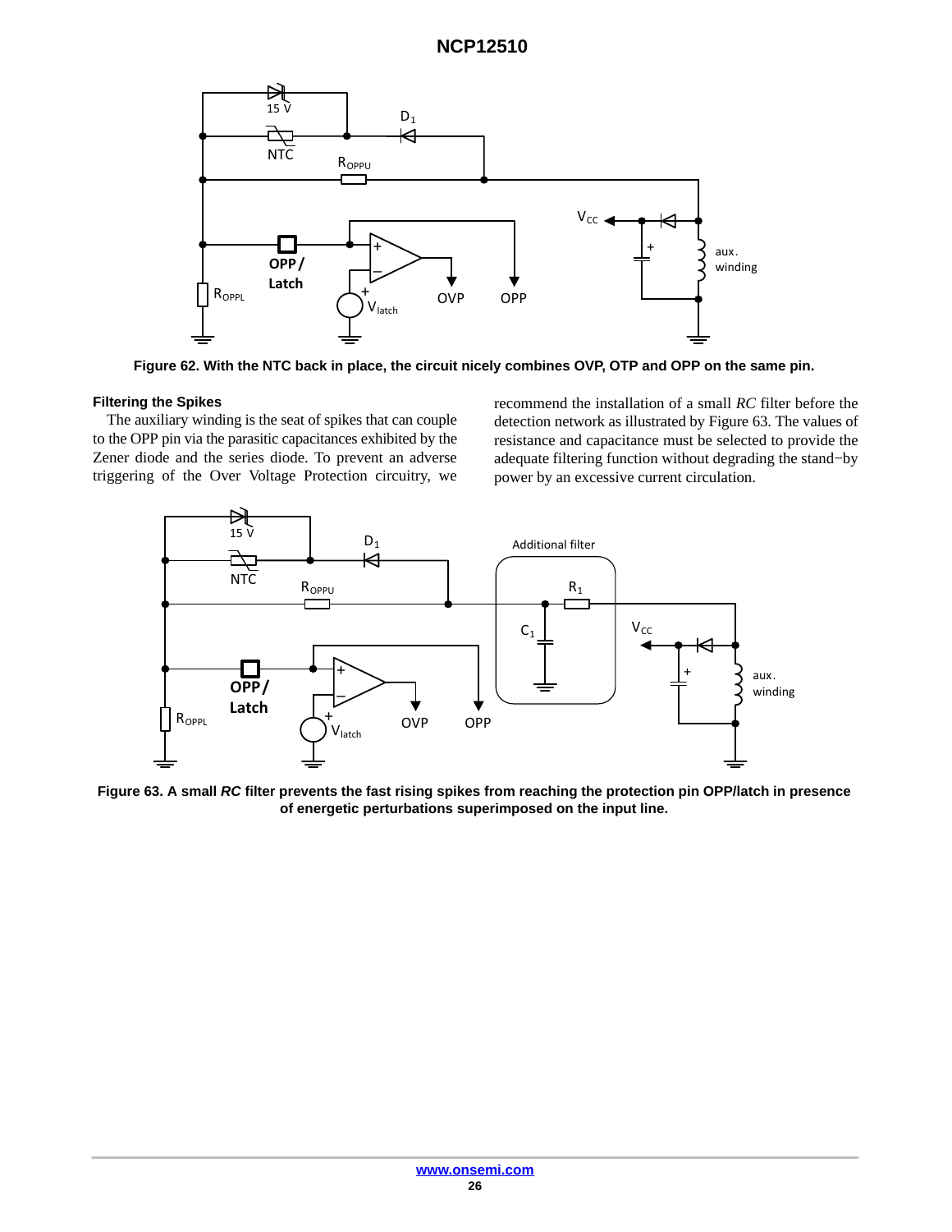Figure 62. With the NTC back in place, the circuit nicely combines OVP, OTP and OPP on the same pin.

#### Filtering the Spikes

The auxiliary winding is the seat of spikes that can couple to the OPP pin via the parasitic capacitances exhibited by the Zener diode and the series diode. To prevent an adverse triggering of the Over Voltage Protection circuitry, we recommend the installation of a small *RC* filter before the detection network as illustrated by Figure 63. The values of resistance and capacitance must be selected to provide the adequate filtering function without degrading the stand−by power by an excessive current circulation.

**Figure 63. A small *RC* filter prevents the fast rising spikes from reaching the protection pin OPP/latch in presence of energetic perturbations superimposed on the input line.**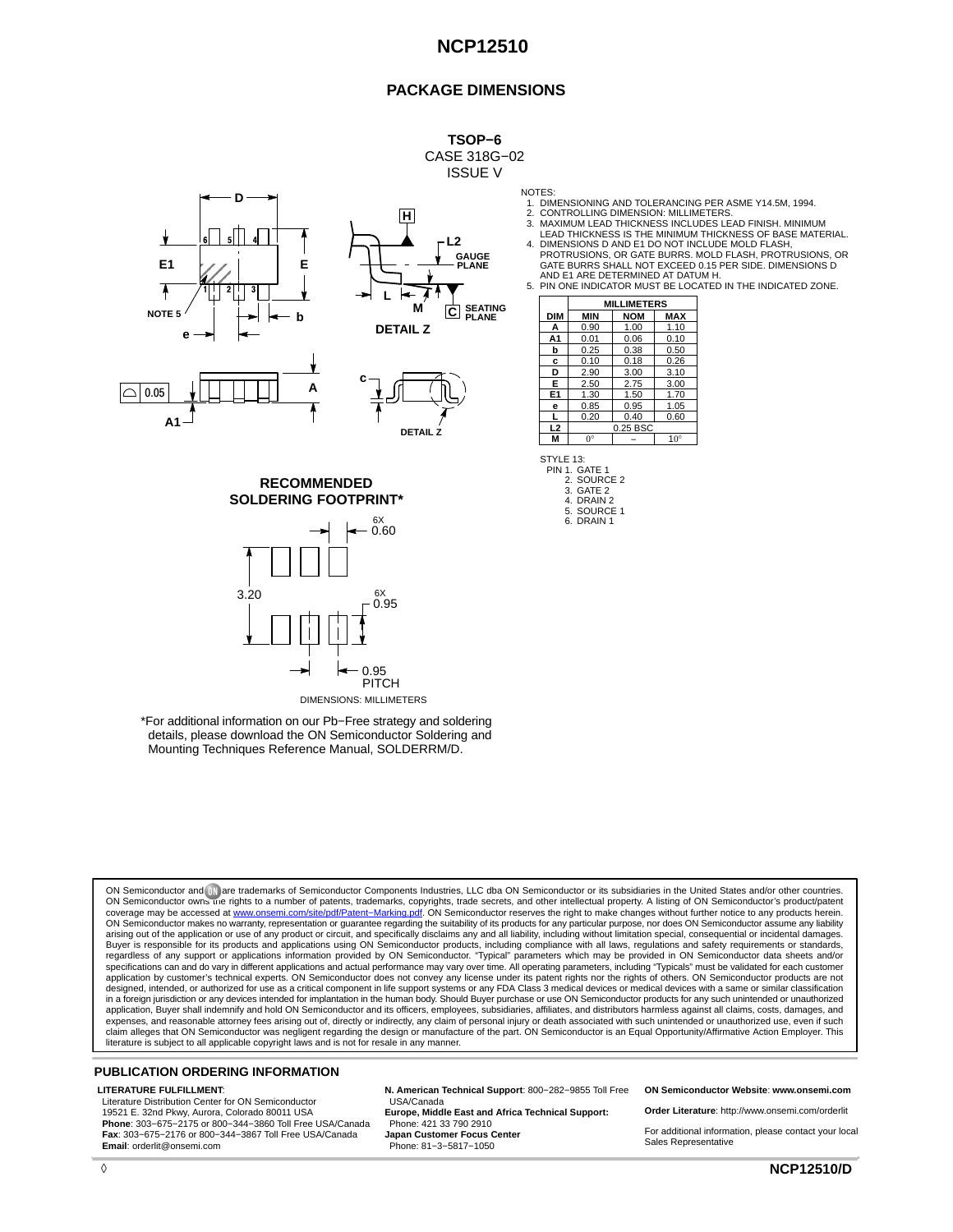## PACKAGE DIMENSIONS

**TSOP−6**
CASE 318G−02
ISSUE V

D
E1
E
NOTE 5
e
b
H
L2
GAUGE PLANE
L
M
C SEATING PLANE
DETAIL Z
0.05
A1
A
c
DETAIL Z

NOTES:
1. DIMENSIONING AND TOLERANCING PER ASME Y14.5M, 1994.
2. CONTROLLING DIMENSION: MILLIMETERS.
3. MAXIMUM LEAD THICKNESS INCLUDES LEAD FINISH. MINIMUM LEAD THICKNESS IS THE MINIMUM THICKNESS OF BASE MATERIAL.
4. DIMENSIONS D AND E1 DO NOT INCLUDE MOLD FLASH, PROTRUSIONS, OR GATE BURRS. MOLD FLASH, PROTRUSIONS, OR GATE BURRS SHALL NOT EXCEED 0.15 PER SIDE. DIMENSIONS D AND E1 ARE DETERMINED AT DATUM H.
5. PIN ONE INDICATOR MUST BE LOCATED IN THE INDICATED ZONE.

| | MILLIMETERS | | |
|---|---|---|---|
| DIM | MIN | NOM | MAX |
| A | 0.90 | 1.00 | 1.10 |
| A1 | 0.01 | 0.06 | 0.10 |
| b | 0.25 | 0.38 | 0.50 |
| c | 0.10 | 0.18 | 0.26 |
| D | 2.90 | 3.00 | 3.10 |
| E | 2.50 | 2.75 | 3.00 |
| E1 | 1.30 | 1.50 | 1.70 |
| e | 0.85 | 0.95 | 1.05 |
| L | 0.20 | 0.40 | 0.60 |
| L2 | 0.25 BSC | | |
| M | 0° | – | 10° |

STYLE 13:
PIN 1. GATE 1
2. SOURCE 2
3. GATE 2
4. DRAIN 2
5. SOURCE 1
6. DRAIN 1

**RECOMMENDED SOLDERING FOOTPRINT***

6X 0.60
3.20
6X 0.95
0.95 PITCH

DIMENSIONS: MILLIMETERS

*For additional information on our Pb−Free strategy and soldering details, please download the ON Semiconductor Soldering and Mounting Techniques Reference Manual, SOLDERRM/D.

ON Semiconductor and ON are trademarks of Semiconductor Components Industries, LLC dba ON Semiconductor or its subsidiaries in the United States and/or other countries. ON Semiconductor owns the rights to a number of patents, trademarks, copyrights, trade secrets, and other intellectual property. A listing of ON Semiconductor's product/patent coverage may be accessed at www.onsemi.com/site/pdf/Patent−Marking.pdf. ON Semiconductor reserves the right to make changes without further notice to any products herein. ON Semiconductor makes no warranty, representation or guarantee regarding the suitability of its products for any particular purpose, nor does ON Semiconductor assume any liability arising out of the application or use of any product or circuit, and specifically disclaims any and all liability, including without limitation special, consequential or incidental damages. Buyer is responsible for its products and applications using ON Semiconductor products, including compliance with all laws, regulations and safety requirements or standards, regardless of any support or applications information provided by ON Semiconductor. "Typical" parameters which may be provided in ON Semiconductor data sheets and/or specifications can and do vary in different applications and actual performance may vary over time. All operating parameters, including "Typicals" must be validated for each customer application by customer's technical experts. ON Semiconductor does not convey any license under its patent rights nor the rights of others. ON Semiconductor products are not designed, intended, or authorized for use as a critical component in life support systems or any FDA Class 3 medical devices or medical devices with a same or similar classification in a foreign jurisdiction or any devices intended for implantation in the human body. Should Buyer purchase or use ON Semiconductor products for any such unintended or unauthorized application, Buyer shall indemnify and hold ON Semiconductor and its officers, employees, subsidiaries, affiliates, and distributors harmless against all claims, costs, damages, and expenses, and reasonable attorney fees arising out of, directly or indirectly, any claim of personal injury or death associated with such unintended or unauthorized use, even if such claim alleges that ON Semiconductor was negligent regarding the design or manufacture of the part. ON Semiconductor is an Equal Opportunity/Affirmative Action Employer. This literature is subject to all applicable copyright laws and is not for resale in any manner.

## PUBLICATION ORDERING INFORMATION

**LITERATURE FULFILLMENT**:
Literature Distribution Center for ON Semiconductor
19521 E. 32nd Pkwy, Aurora, Colorado 80011 USA
**Phone**: 303−675−2175 or 800−344−3860 Toll Free USA/Canada
**Fax**: 303−675−2176 or 800−344−3867 Toll Free USA/Canada
**Email**: orderlit@onsemi.com

**N. American Technical Support**: 800−282−9855 Toll Free USA/Canada
**Europe, Middle East and Africa Technical Support:**
Phone: 421 33 790 2910
**Japan Customer Focus Center**
Phone: 81−3−5817−1050

**ON Semiconductor Website**: **www.onsemi.com**

**Order Literature**: http://www.onsemi.com/orderlit

For additional information, please contact your local Sales Representative

NCP12510/D